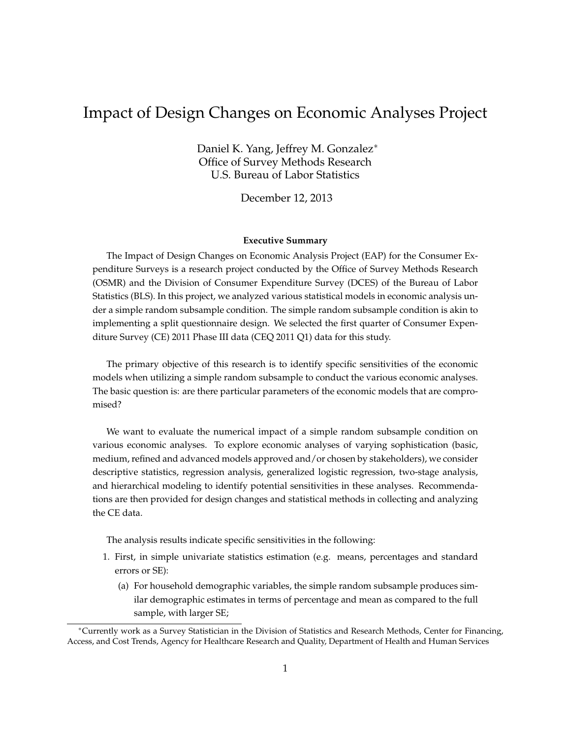# Impact of Design Changes on Economic Analyses Project

Daniel K. Yang, Jeffrey M. Gonzalez*
Office of Survey Methods Research
U.S. Bureau of Labor Statistics

December 12, 2013

**Executive Summary**

The Impact of Design Changes on Economic Analysis Project (EAP) for the Consumer Expenditure Surveys is a research project conducted by the Office of Survey Methods Research (OSMR) and the Division of Consumer Expenditure Survey (DCES) of the Bureau of Labor Statistics (BLS). In this project, we analyzed various statistical models in economic analysis under a simple random subsample condition. The simple random subsample condition is akin to implementing a split questionnaire design. We selected the first quarter of Consumer Expenditure Survey (CE) 2011 Phase III data (CEQ 2011 Q1) data for this study.

The primary objective of this research is to identify specific sensitivities of the economic models when utilizing a simple random subsample to conduct the various economic analyses. The basic question is: are there particular parameters of the economic models that are compromised?

We want to evaluate the numerical impact of a simple random subsample condition on various economic analyses. To explore economic analyses of varying sophistication (basic, medium, refined and advanced models approved and/or chosen by stakeholders), we consider descriptive statistics, regression analysis, generalized logistic regression, two-stage analysis, and hierarchical modeling to identify potential sensitivities in these analyses. Recommendations are then provided for design changes and statistical methods in collecting and analyzing the CE data.

The analysis results indicate specific sensitivities in the following:

1. First, in simple univariate statistics estimation (e.g. means, percentages and standard errors or SE):
   (a) For household demographic variables, the simple random subsample produces similar demographic estimates in terms of percentage and mean as compared to the full sample, with larger SE;

*Currently work as a Survey Statistician in the Division of Statistics and Research Methods, Center for Financing, Access, and Cost Trends, Agency for Healthcare Research and Quality, Department of Health and Human Services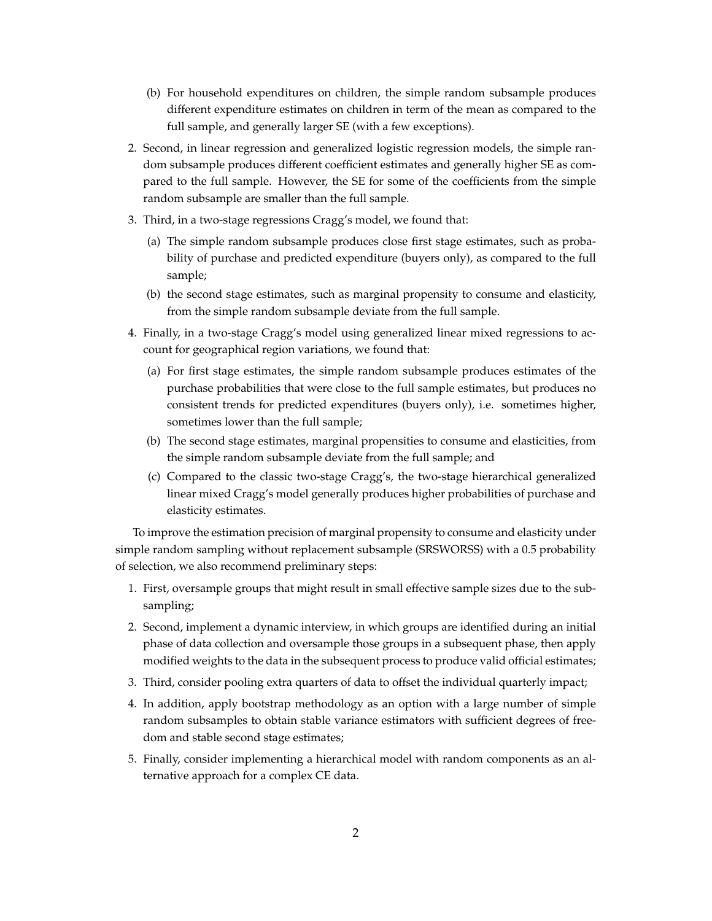(b) For household expenditures on children, the simple random subsample produces different expenditure estimates on children in term of the mean as compared to the full sample, and generally larger SE (with a few exceptions).

2. Second, in linear regression and generalized logistic regression models, the simple random subsample produces different coefficient estimates and generally higher SE as compared to the full sample. However, the SE for some of the coefficients from the simple random subsample are smaller than the full sample.

3. Third, in a two-stage regressions Cragg's model, we found that:

   (a) The simple random subsample produces close first stage estimates, such as probability of purchase and predicted expenditure (buyers only), as compared to the full sample;

   (b) the second stage estimates, such as marginal propensity to consume and elasticity, from the simple random subsample deviate from the full sample.

4. Finally, in a two-stage Cragg's model using generalized linear mixed regressions to account for geographical region variations, we found that:

   (a) For first stage estimates, the simple random subsample produces estimates of the purchase probabilities that were close to the full sample estimates, but produces no consistent trends for predicted expenditures (buyers only), i.e. sometimes higher, sometimes lower than the full sample;

   (b) The second stage estimates, marginal propensities to consume and elasticities, from the simple random subsample deviate from the full sample; and

   (c) Compared to the classic two-stage Cragg's, the two-stage hierarchical generalized linear mixed Cragg's model generally produces higher probabilities of purchase and elasticity estimates.

To improve the estimation precision of marginal propensity to consume and elasticity under simple random sampling without replacement subsample (SRSWORSS) with a 0.5 probability of selection, we also recommend preliminary steps:

1. First, oversample groups that might result in small effective sample sizes due to the subsampling;

2. Second, implement a dynamic interview, in which groups are identified during an initial phase of data collection and oversample those groups in a subsequent phase, then apply modified weights to the data in the subsequent process to produce valid official estimates;

3. Third, consider pooling extra quarters of data to offset the individual quarterly impact;

4. In addition, apply bootstrap methodology as an option with a large number of simple random subsamples to obtain stable variance estimators with sufficient degrees of freedom and stable second stage estimates;

5. Finally, consider implementing a hierarchical model with random components as an alternative approach for a complex CE data.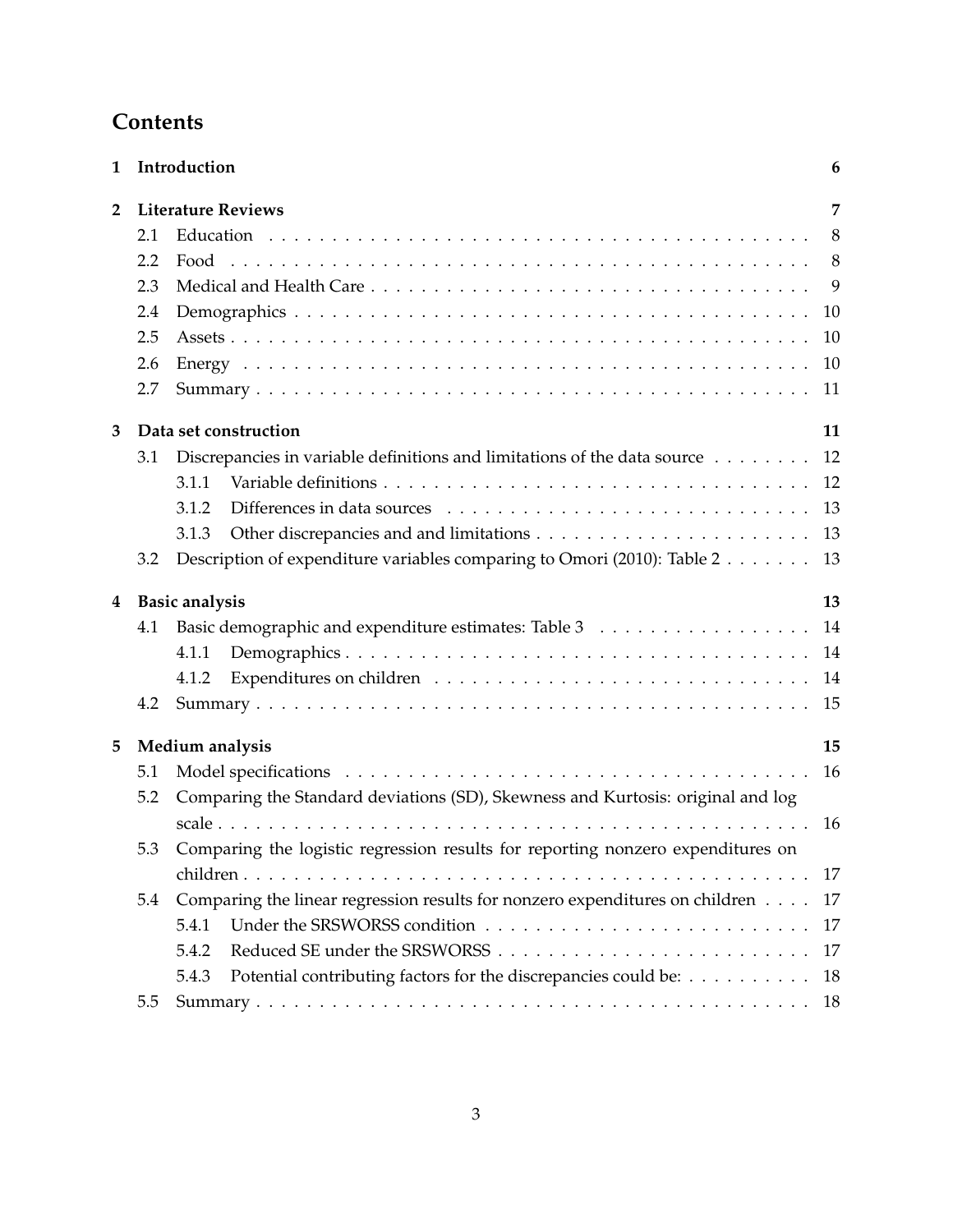# Contents

| | | |
|---|---|---|
| **1** | **Introduction** | **6** |
| **2** | **Literature Reviews** | **7** |
| 2.1 | Education | 8 |
| 2.2 | Food | 8 |
| 2.3 | Medical and Health Care | 9 |
| 2.4 | Demographics | 10 |
| 2.5 | Assets | 10 |
| 2.6 | Energy | 10 |
| 2.7 | Summary | 11 |
| **3** | **Data set construction** | **11** |
| 3.1 | Discrepancies in variable definitions and limitations of the data source | 12 |
| 3.1.1 | Variable definitions | 12 |
| 3.1.2 | Differences in data sources | 13 |
| 3.1.3 | Other discrepancies and and limitations | 13 |
| 3.2 | Description of expenditure variables comparing to Omori (2010): Table 2 | 13 |
| **4** | **Basic analysis** | **13** |
| 4.1 | Basic demographic and expenditure estimates: Table 3 | 14 |
| 4.1.1 | Demographics | 14 |
| 4.1.2 | Expenditures on children | 14 |
| 4.2 | Summary | 15 |
| **5** | **Medium analysis** | **15** |
| 5.1 | Model specifications | 16 |
| 5.2 | Comparing the Standard deviations (SD), Skewness and Kurtosis: original and log scale | 16 |
| 5.3 | Comparing the logistic regression results for reporting nonzero expenditures on children | 17 |
| 5.4 | Comparing the linear regression results for nonzero expenditures on children | 17 |
| 5.4.1 | Under the SRSWORSS condition | 17 |
| 5.4.2 | Reduced SE under the SRSWORSS | 17 |
| 5.4.3 | Potential contributing factors for the discrepancies could be: | 18 |
| 5.5 | Summary | 18 |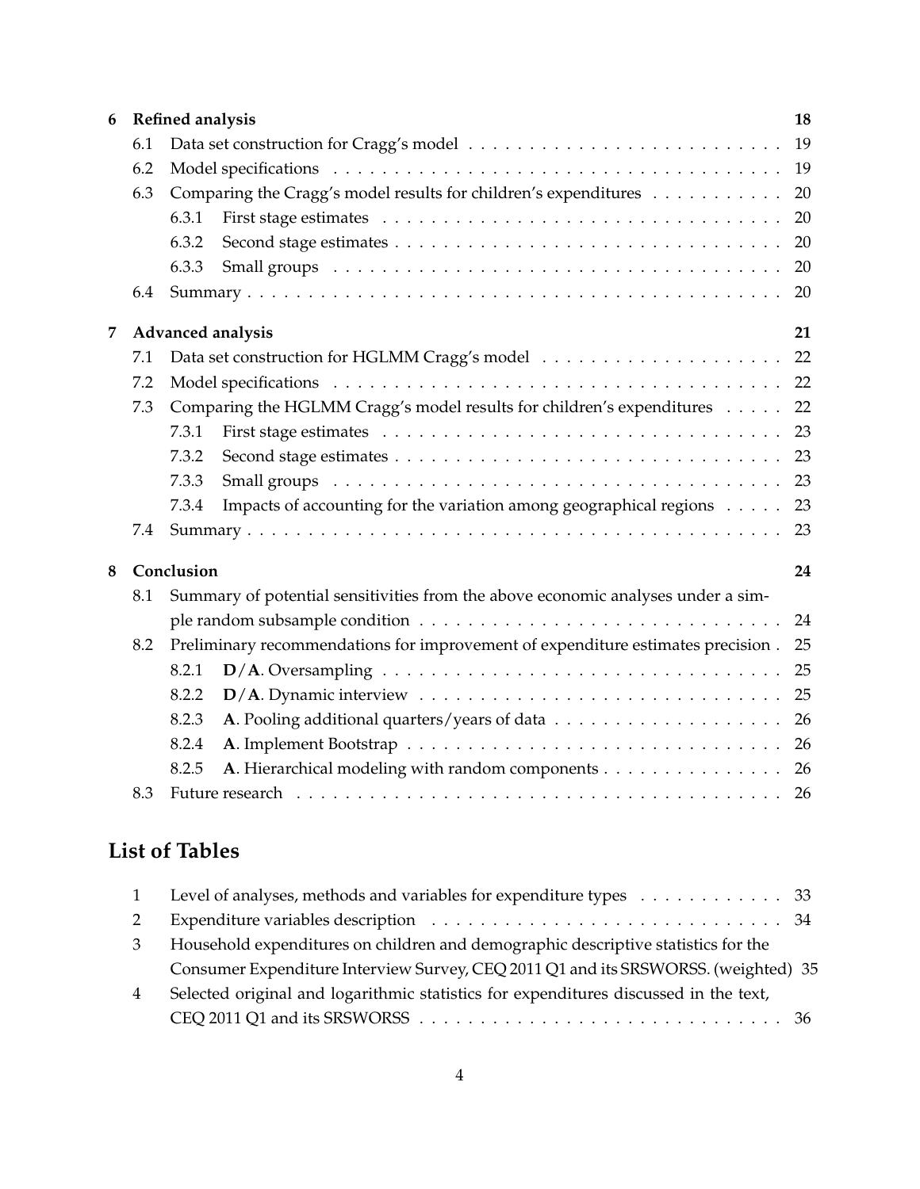6 Refined analysis 18

- 6.1 Data set construction for Cragg's model 19
- 6.2 Model specifications 19
- 6.3 Comparing the Cragg's model results for children's expenditures 20
  - 6.3.1 First stage estimates 20
  - 6.3.2 Second stage estimates 20
  - 6.3.3 Small groups 20
- 6.4 Summary 20

7 Advanced analysis 21

- 7.1 Data set construction for HGLMM Cragg's model 22
- 7.2 Model specifications 22
- 7.3 Comparing the HGLMM Cragg's model results for children's expenditures 22
  - 7.3.1 First stage estimates 23
  - 7.3.2 Second stage estimates 23
  - 7.3.3 Small groups 23
  - 7.3.4 Impacts of accounting for the variation among geographical regions 23
- 7.4 Summary 23

8 Conclusion 24

- 8.1 Summary of potential sensitivities from the above economic analyses under a simple random subsample condition 24
- 8.2 Preliminary recommendations for improvement of expenditure estimates precision 25
  - 8.2.1 **D**/**A**. Oversampling 25
  - 8.2.2 **D**/**A**. Dynamic interview 25
  - 8.2.3 **A**. Pooling additional quarters/years of data 26
  - 8.2.4 **A**. Implement Bootstrap 26
  - 8.2.5 **A**. Hierarchical modeling with random components 26
- 8.3 Future research 26

## List of Tables

1. Level of analyses, methods and variables for expenditure types 33
2. Expenditure variables description 34
3. Household expenditures on children and demographic descriptive statistics for the Consumer Expenditure Interview Survey, CEQ 2011 Q1 and its SRSWORSS. (weighted) 35
4. Selected original and logarithmic statistics for expenditures discussed in the text, CEQ 2011 Q1 and its SRSWORSS 36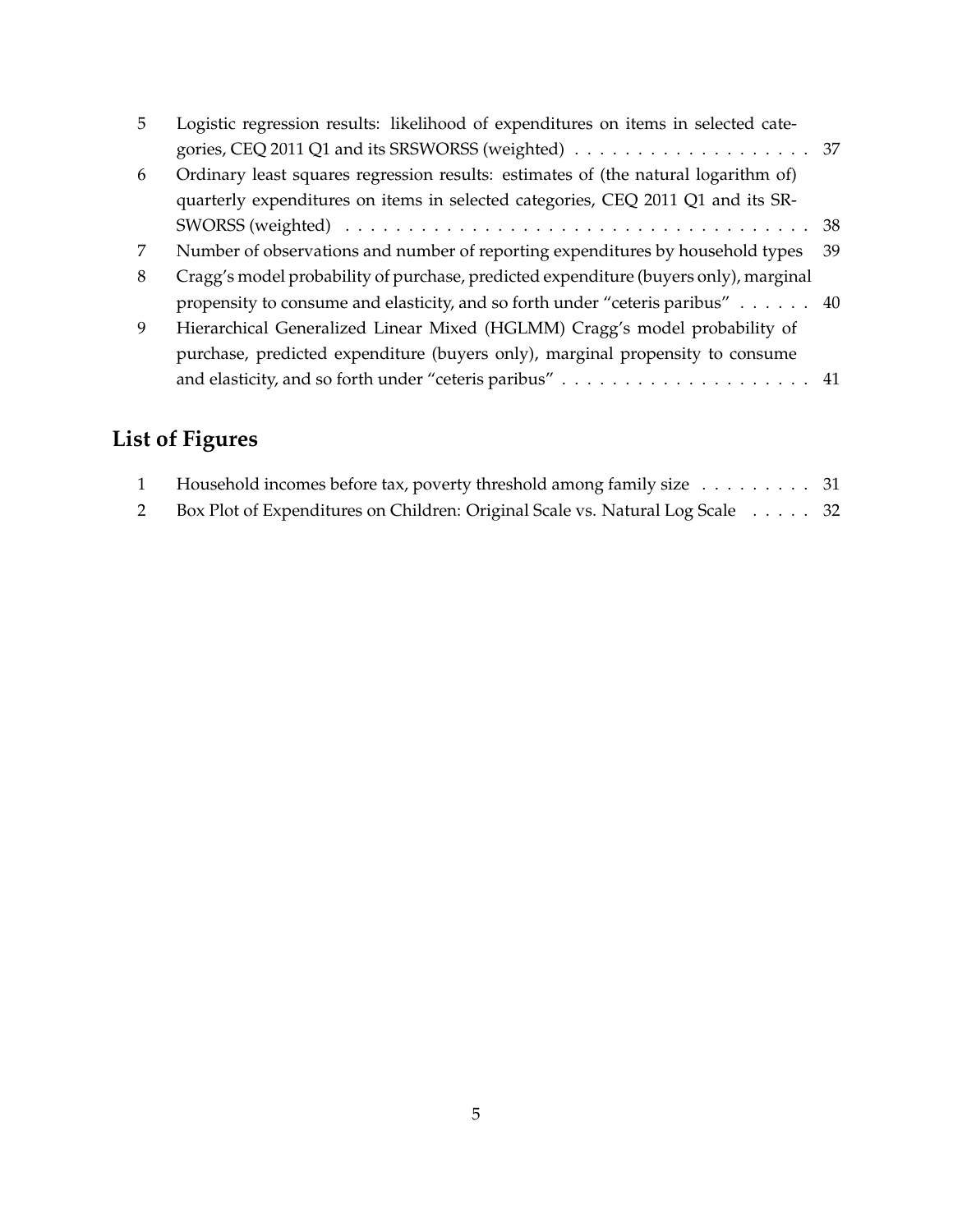| | | |
|---|---|---|
| 5 | Logistic regression results: likelihood of expenditures on items in selected categories, CEQ 2011 Q1 and its SRSWORSS (weighted) | 37 |
| 6 | Ordinary least squares regression results: estimates of (the natural logarithm of) quarterly expenditures on items in selected categories, CEQ 2011 Q1 and its SRSWORSS (weighted) | 38 |
| 7 | Number of observations and number of reporting expenditures by household types | 39 |
| 8 | Cragg's model probability of purchase, predicted expenditure (buyers only), marginal propensity to consume and elasticity, and so forth under "ceteris paribus" | 40 |
| 9 | Hierarchical Generalized Linear Mixed (HGLMM) Cragg's model probability of purchase, predicted expenditure (buyers only), marginal propensity to consume and elasticity, and so forth under "ceteris paribus" | 41 |

## List of Figures

| | | |
|---|---|---|
| 1 | Household incomes before tax, poverty threshold among family size | 31 |
| 2 | Box Plot of Expenditures on Children: Original Scale vs. Natural Log Scale | 32 |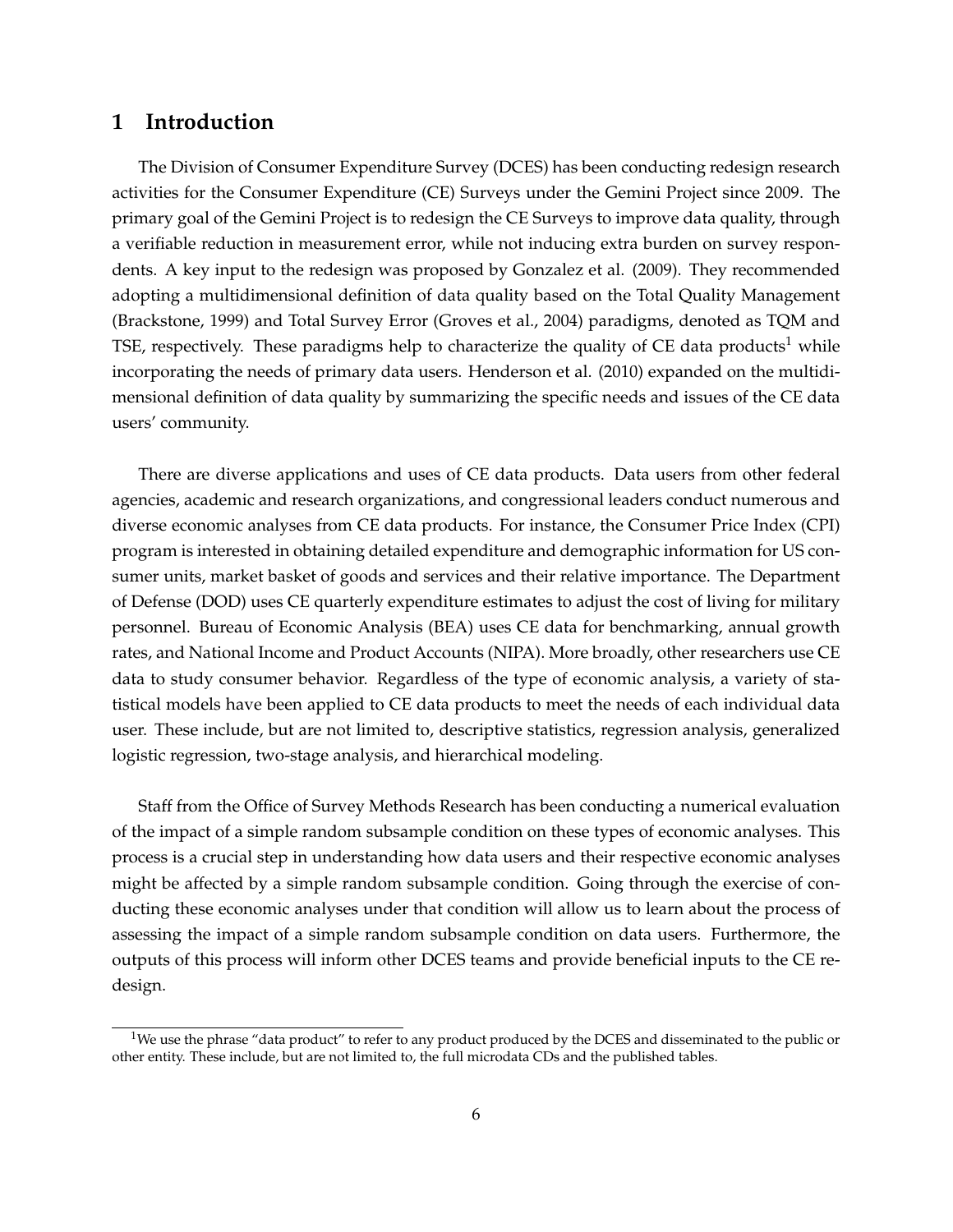# 1 Introduction

The Division of Consumer Expenditure Survey (DCES) has been conducting redesign research activities for the Consumer Expenditure (CE) Surveys under the Gemini Project since 2009. The primary goal of the Gemini Project is to redesign the CE Surveys to improve data quality, through a verifiable reduction in measurement error, while not inducing extra burden on survey respondents. A key input to the redesign was proposed by Gonzalez et al. (2009). They recommended adopting a multidimensional definition of data quality based on the Total Quality Management (Brackstone, 1999) and Total Survey Error (Groves et al., 2004) paradigms, denoted as TQM and TSE, respectively. These paradigms help to characterize the quality of CE data products[1] while incorporating the needs of primary data users. Henderson et al. (2010) expanded on the multidimensional definition of data quality by summarizing the specific needs and issues of the CE data users' community.

There are diverse applications and uses of CE data products. Data users from other federal agencies, academic and research organizations, and congressional leaders conduct numerous and diverse economic analyses from CE data products. For instance, the Consumer Price Index (CPI) program is interested in obtaining detailed expenditure and demographic information for US consumer units, market basket of goods and services and their relative importance. The Department of Defense (DOD) uses CE quarterly expenditure estimates to adjust the cost of living for military personnel. Bureau of Economic Analysis (BEA) uses CE data for benchmarking, annual growth rates, and National Income and Product Accounts (NIPA). More broadly, other researchers use CE data to study consumer behavior. Regardless of the type of economic analysis, a variety of statistical models have been applied to CE data products to meet the needs of each individual data user. These include, but are not limited to, descriptive statistics, regression analysis, generalized logistic regression, two-stage analysis, and hierarchical modeling.

Staff from the Office of Survey Methods Research has been conducting a numerical evaluation of the impact of a simple random subsample condition on these types of economic analyses. This process is a crucial step in understanding how data users and their respective economic analyses might be affected by a simple random subsample condition. Going through the exercise of conducting these economic analyses under that condition will allow us to learn about the process of assessing the impact of a simple random subsample condition on data users. Furthermore, the outputs of this process will inform other DCES teams and provide beneficial inputs to the CE redesign.

[1] We use the phrase "data product" to refer to any product produced by the DCES and disseminated to the public or other entity. These include, but are not limited to, the full microdata CDs and the published tables.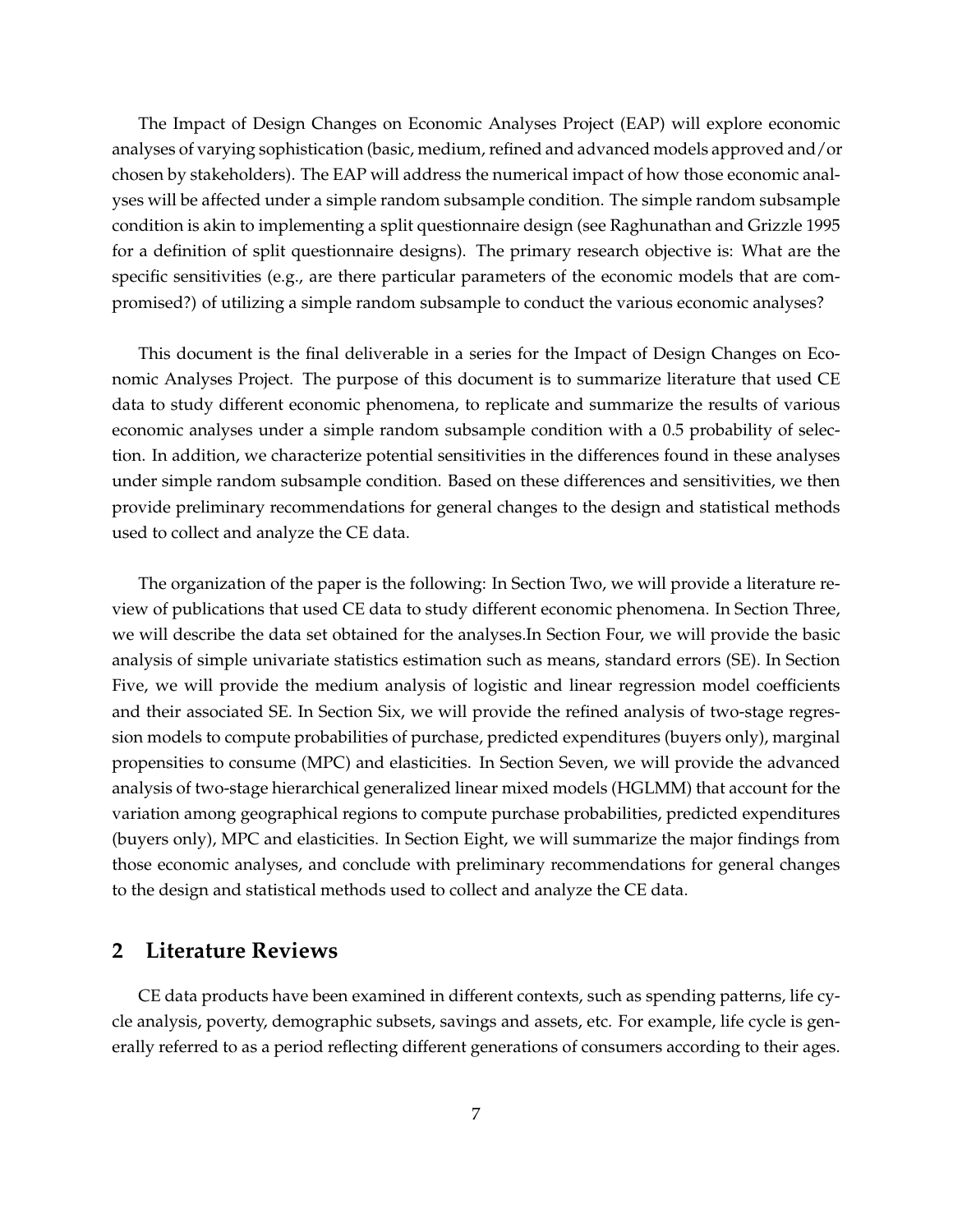The Impact of Design Changes on Economic Analyses Project (EAP) will explore economic analyses of varying sophistication (basic, medium, refined and advanced models approved and/or chosen by stakeholders). The EAP will address the numerical impact of how those economic analyses will be affected under a simple random subsample condition. The simple random subsample condition is akin to implementing a split questionnaire design (see Raghunathan and Grizzle 1995 for a definition of split questionnaire designs). The primary research objective is: What are the specific sensitivities (e.g., are there particular parameters of the economic models that are compromised?) of utilizing a simple random subsample to conduct the various economic analyses?

This document is the final deliverable in a series for the Impact of Design Changes on Economic Analyses Project. The purpose of this document is to summarize literature that used CE data to study different economic phenomena, to replicate and summarize the results of various economic analyses under a simple random subsample condition with a 0.5 probability of selection. In addition, we characterize potential sensitivities in the differences found in these analyses under simple random subsample condition. Based on these differences and sensitivities, we then provide preliminary recommendations for general changes to the design and statistical methods used to collect and analyze the CE data.

The organization of the paper is the following: In Section Two, we will provide a literature review of publications that used CE data to study different economic phenomena. In Section Three, we will describe the data set obtained for the analyses.In Section Four, we will provide the basic analysis of simple univariate statistics estimation such as means, standard errors (SE). In Section Five, we will provide the medium analysis of logistic and linear regression model coefficients and their associated SE. In Section Six, we will provide the refined analysis of two-stage regression models to compute probabilities of purchase, predicted expenditures (buyers only), marginal propensities to consume (MPC) and elasticities. In Section Seven, we will provide the advanced analysis of two-stage hierarchical generalized linear mixed models (HGLMM) that account for the variation among geographical regions to compute purchase probabilities, predicted expenditures (buyers only), MPC and elasticities. In Section Eight, we will summarize the major findings from those economic analyses, and conclude with preliminary recommendations for general changes to the design and statistical methods used to collect and analyze the CE data.

## 2 Literature Reviews

CE data products have been examined in different contexts, such as spending patterns, life cycle analysis, poverty, demographic subsets, savings and assets, etc. For example, life cycle is generally referred to as a period reflecting different generations of consumers according to their ages.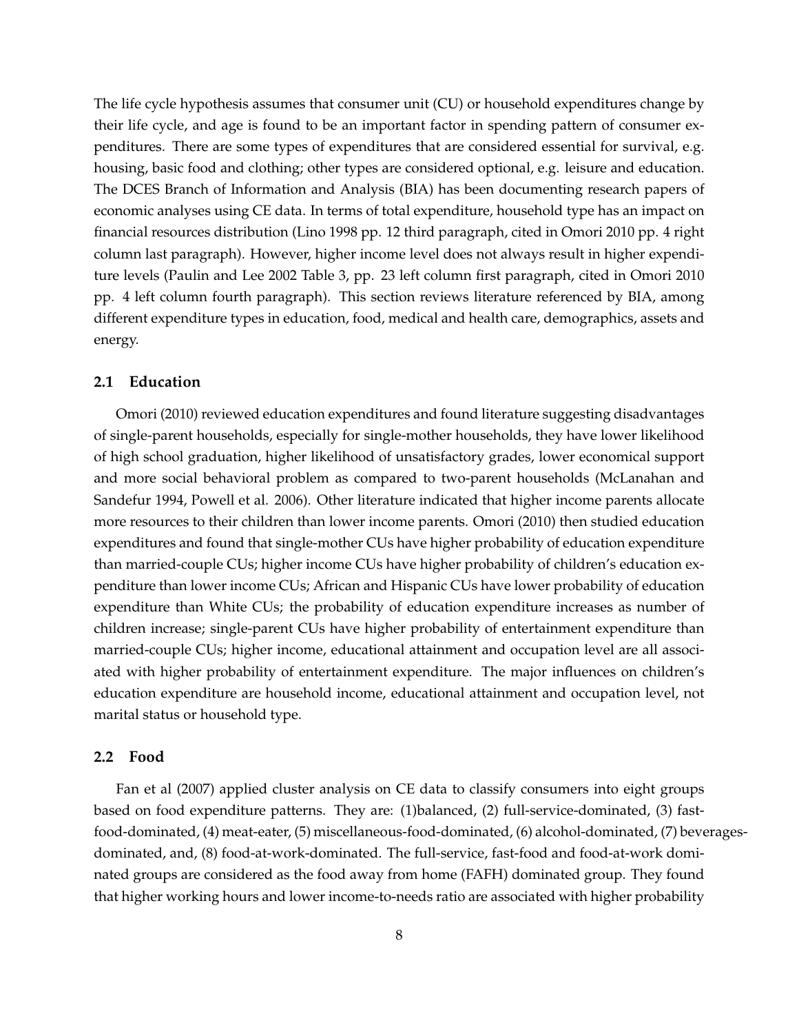The life cycle hypothesis assumes that consumer unit (CU) or household expenditures change by their life cycle, and age is found to be an important factor in spending pattern of consumer expenditures. There are some types of expenditures that are considered essential for survival, e.g. housing, basic food and clothing; other types are considered optional, e.g. leisure and education. The DCES Branch of Information and Analysis (BIA) has been documenting research papers of economic analyses using CE data. In terms of total expenditure, household type has an impact on financial resources distribution (Lino 1998 pp. 12 third paragraph, cited in Omori 2010 pp. 4 right column last paragraph). However, higher income level does not always result in higher expenditure levels (Paulin and Lee 2002 Table 3, pp. 23 left column first paragraph, cited in Omori 2010 pp. 4 left column fourth paragraph). This section reviews literature referenced by BIA, among different expenditure types in education, food, medical and health care, demographics, assets and energy.

## 2.1 Education

Omori (2010) reviewed education expenditures and found literature suggesting disadvantages of single-parent households, especially for single-mother households, they have lower likelihood of high school graduation, higher likelihood of unsatisfactory grades, lower economical support and more social behavioral problem as compared to two-parent households (McLanahan and Sandefur 1994, Powell et al. 2006). Other literature indicated that higher income parents allocate more resources to their children than lower income parents. Omori (2010) then studied education expenditures and found that single-mother CUs have higher probability of education expenditure than married-couple CUs; higher income CUs have higher probability of children's education expenditure than lower income CUs; African and Hispanic CUs have lower probability of education expenditure than White CUs; the probability of education expenditure increases as number of children increase; single-parent CUs have higher probability of entertainment expenditure than married-couple CUs; higher income, educational attainment and occupation level are all associated with higher probability of entertainment expenditure. The major influences on children's education expenditure are household income, educational attainment and occupation level, not marital status or household type.

## 2.2 Food

Fan et al (2007) applied cluster analysis on CE data to classify consumers into eight groups based on food expenditure patterns. They are: (1)balanced, (2) full-service-dominated, (3) fast-food-dominated, (4) meat-eater, (5) miscellaneous-food-dominated, (6) alcohol-dominated, (7) beverages-dominated, and, (8) food-at-work-dominated. The full-service, fast-food and food-at-work dominated groups are considered as the food away from home (FAFH) dominated group. They found that higher working hours and lower income-to-needs ratio are associated with higher probability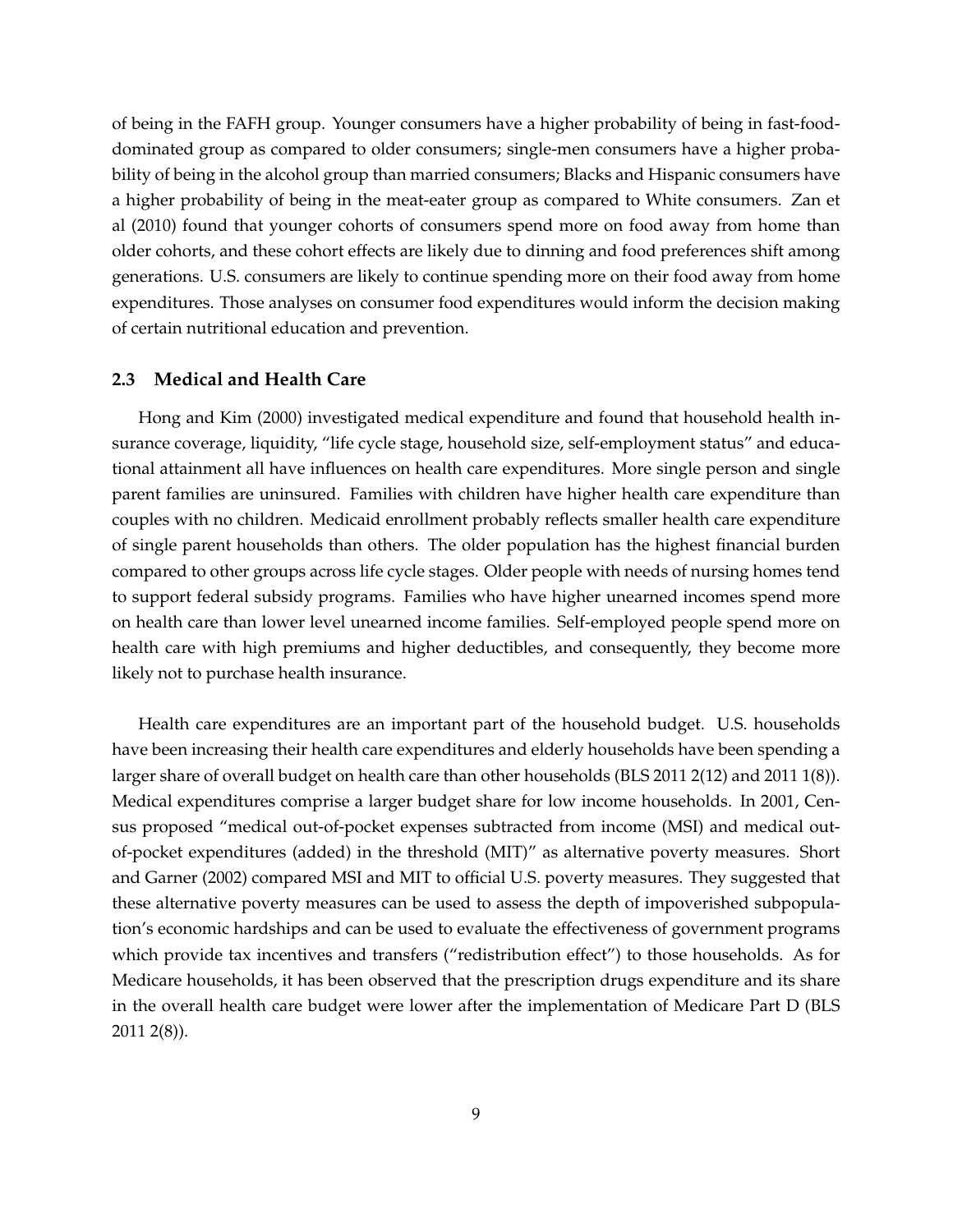of being in the FAFH group. Younger consumers have a higher probability of being in fast-food-dominated group as compared to older consumers; single-men consumers have a higher probability of being in the alcohol group than married consumers; Blacks and Hispanic consumers have a higher probability of being in the meat-eater group as compared to White consumers. Zan et al (2010) found that younger cohorts of consumers spend more on food away from home than older cohorts, and these cohort effects are likely due to dinning and food preferences shift among generations. U.S. consumers are likely to continue spending more on their food away from home expenditures. Those analyses on consumer food expenditures would inform the decision making of certain nutritional education and prevention.

### 2.3 Medical and Health Care

Hong and Kim (2000) investigated medical expenditure and found that household health insurance coverage, liquidity, "life cycle stage, household size, self-employment status" and educational attainment all have influences on health care expenditures. More single person and single parent families are uninsured. Families with children have higher health care expenditure than couples with no children. Medicaid enrollment probably reflects smaller health care expenditure of single parent households than others. The older population has the highest financial burden compared to other groups across life cycle stages. Older people with needs of nursing homes tend to support federal subsidy programs. Families who have higher unearned incomes spend more on health care than lower level unearned income families. Self-employed people spend more on health care with high premiums and higher deductibles, and consequently, they become more likely not to purchase health insurance.

Health care expenditures are an important part of the household budget. U.S. households have been increasing their health care expenditures and elderly households have been spending a larger share of overall budget on health care than other households (BLS 2011 2(12) and 2011 1(8)). Medical expenditures comprise a larger budget share for low income households. In 2001, Census proposed "medical out-of-pocket expenses subtracted from income (MSI) and medical out-of-pocket expenditures (added) in the threshold (MIT)" as alternative poverty measures. Short and Garner (2002) compared MSI and MIT to official U.S. poverty measures. They suggested that these alternative poverty measures can be used to assess the depth of impoverished subpopulation's economic hardships and can be used to evaluate the effectiveness of government programs which provide tax incentives and transfers ("redistribution effect") to those households. As for Medicare households, it has been observed that the prescription drugs expenditure and its share in the overall health care budget were lower after the implementation of Medicare Part D (BLS 2011 2(8)).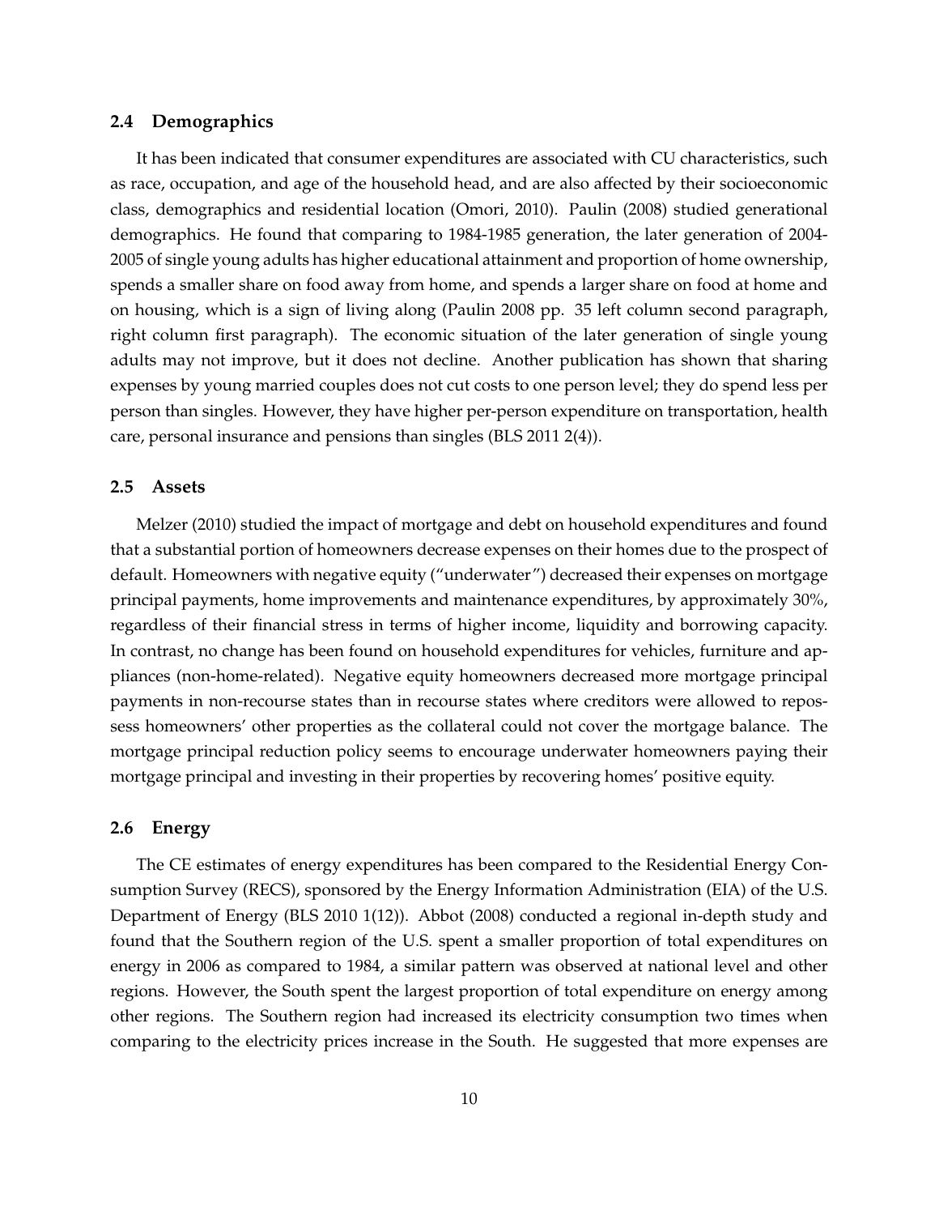### 2.4 Demographics

It has been indicated that consumer expenditures are associated with CU characteristics, such as race, occupation, and age of the household head, and are also affected by their socioeconomic class, demographics and residential location (Omori, 2010). Paulin (2008) studied generational demographics. He found that comparing to 1984-1985 generation, the later generation of 2004-2005 of single young adults has higher educational attainment and proportion of home ownership, spends a smaller share on food away from home, and spends a larger share on food at home and on housing, which is a sign of living along (Paulin 2008 pp. 35 left column second paragraph, right column first paragraph). The economic situation of the later generation of single young adults may not improve, but it does not decline. Another publication has shown that sharing expenses by young married couples does not cut costs to one person level; they do spend less per person than singles. However, they have higher per-person expenditure on transportation, health care, personal insurance and pensions than singles (BLS 2011 2(4)).

### 2.5 Assets

Melzer (2010) studied the impact of mortgage and debt on household expenditures and found that a substantial portion of homeowners decrease expenses on their homes due to the prospect of default. Homeowners with negative equity ("underwater") decreased their expenses on mortgage principal payments, home improvements and maintenance expenditures, by approximately 30%, regardless of their financial stress in terms of higher income, liquidity and borrowing capacity. In contrast, no change has been found on household expenditures for vehicles, furniture and appliances (non-home-related). Negative equity homeowners decreased more mortgage principal payments in non-recourse states than in recourse states where creditors were allowed to repossess homeowners' other properties as the collateral could not cover the mortgage balance. The mortgage principal reduction policy seems to encourage underwater homeowners paying their mortgage principal and investing in their properties by recovering homes' positive equity.

### 2.6 Energy

The CE estimates of energy expenditures has been compared to the Residential Energy Consumption Survey (RECS), sponsored by the Energy Information Administration (EIA) of the U.S. Department of Energy (BLS 2010 1(12)). Abbot (2008) conducted a regional in-depth study and found that the Southern region of the U.S. spent a smaller proportion of total expenditures on energy in 2006 as compared to 1984, a similar pattern was observed at national level and other regions. However, the South spent the largest proportion of total expenditure on energy among other regions. The Southern region had increased its electricity consumption two times when comparing to the electricity prices increase in the South. He suggested that more expenses are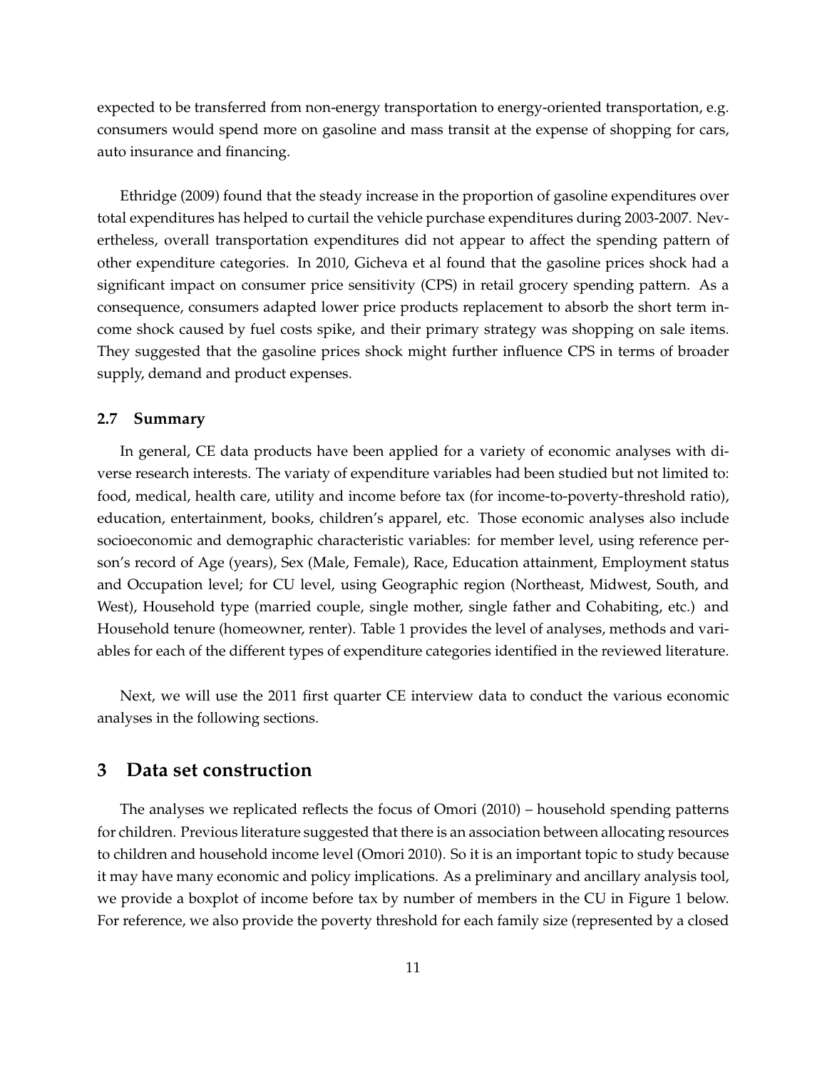expected to be transferred from non-energy transportation to energy-oriented transportation, e.g. consumers would spend more on gasoline and mass transit at the expense of shopping for cars, auto insurance and financing.

Ethridge (2009) found that the steady increase in the proportion of gasoline expenditures over total expenditures has helped to curtail the vehicle purchase expenditures during 2003-2007. Nevertheless, overall transportation expenditures did not appear to affect the spending pattern of other expenditure categories. In 2010, Gicheva et al found that the gasoline prices shock had a significant impact on consumer price sensitivity (CPS) in retail grocery spending pattern. As a consequence, consumers adapted lower price products replacement to absorb the short term income shock caused by fuel costs spike, and their primary strategy was shopping on sale items. They suggested that the gasoline prices shock might further influence CPS in terms of broader supply, demand and product expenses.

### 2.7 Summary

In general, CE data products have been applied for a variety of economic analyses with diverse research interests. The variaty of expenditure variables had been studied but not limited to: food, medical, health care, utility and income before tax (for income-to-poverty-threshold ratio), education, entertainment, books, children's apparel, etc. Those economic analyses also include socioeconomic and demographic characteristic variables: for member level, using reference person's record of Age (years), Sex (Male, Female), Race, Education attainment, Employment status and Occupation level; for CU level, using Geographic region (Northeast, Midwest, South, and West), Household type (married couple, single mother, single father and Cohabiting, etc.) and Household tenure (homeowner, renter). Table 1 provides the level of analyses, methods and variables for each of the different types of expenditure categories identified in the reviewed literature.

Next, we will use the 2011 first quarter CE interview data to conduct the various economic analyses in the following sections.

## 3 Data set construction

The analyses we replicated reflects the focus of Omori (2010) – household spending patterns for children. Previous literature suggested that there is an association between allocating resources to children and household income level (Omori 2010). So it is an important topic to study because it may have many economic and policy implications. As a preliminary and ancillary analysis tool, we provide a boxplot of income before tax by number of members in the CU in Figure 1 below. For reference, we also provide the poverty threshold for each family size (represented by a closed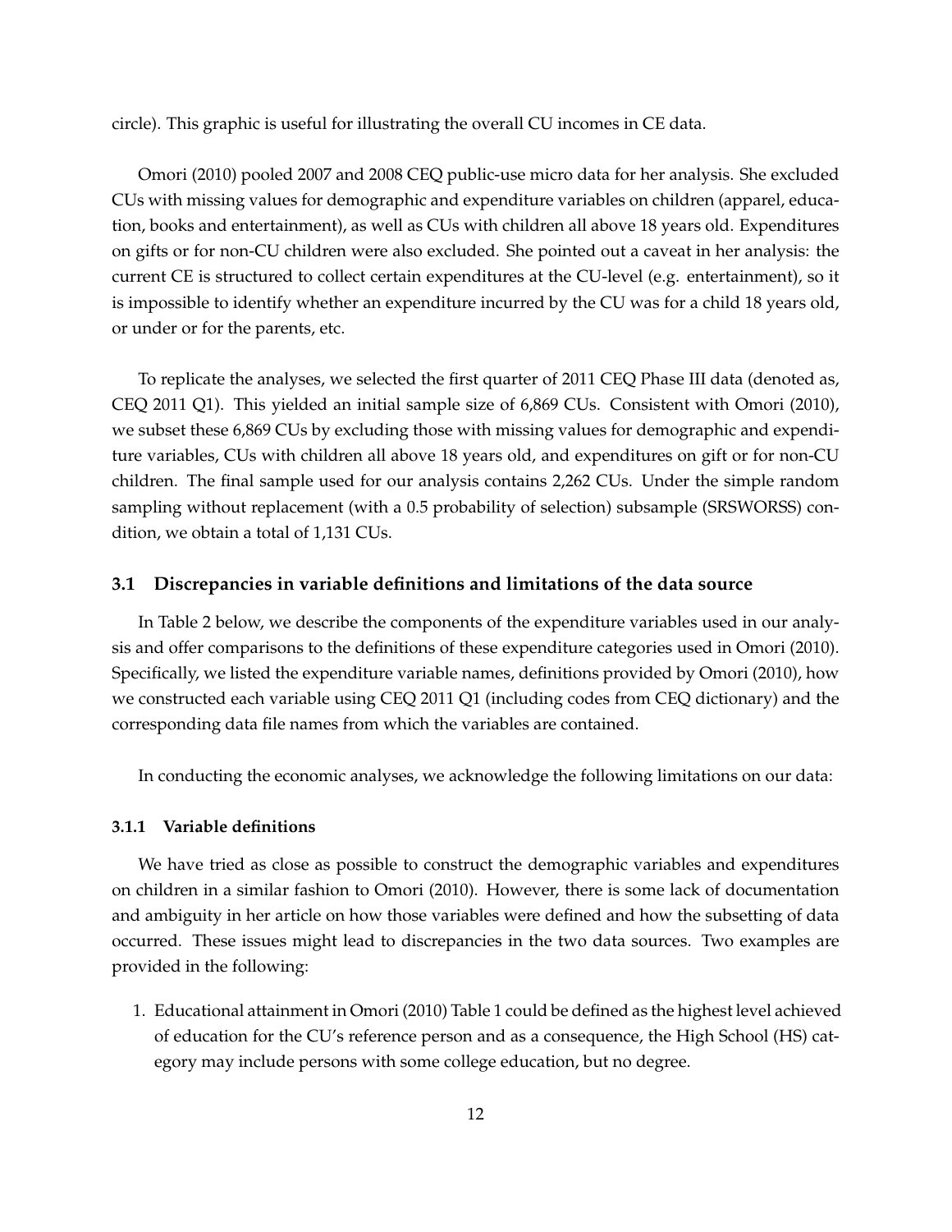circle). This graphic is useful for illustrating the overall CU incomes in CE data.

Omori (2010) pooled 2007 and 2008 CEQ public-use micro data for her analysis. She excluded CUs with missing values for demographic and expenditure variables on children (apparel, education, books and entertainment), as well as CUs with children all above 18 years old. Expenditures on gifts or for non-CU children were also excluded. She pointed out a caveat in her analysis: the current CE is structured to collect certain expenditures at the CU-level (e.g. entertainment), so it is impossible to identify whether an expenditure incurred by the CU was for a child 18 years old, or under or for the parents, etc.

To replicate the analyses, we selected the first quarter of 2011 CEQ Phase III data (denoted as, CEQ 2011 Q1). This yielded an initial sample size of 6,869 CUs. Consistent with Omori (2010), we subset these 6,869 CUs by excluding those with missing values for demographic and expenditure variables, CUs with children all above 18 years old, and expenditures on gift or for non-CU children. The final sample used for our analysis contains 2,262 CUs. Under the simple random sampling without replacement (with a 0.5 probability of selection) subsample (SRSWORSS) condition, we obtain a total of 1,131 CUs.

## 3.1 Discrepancies in variable definitions and limitations of the data source

In Table 2 below, we describe the components of the expenditure variables used in our analysis and offer comparisons to the definitions of these expenditure categories used in Omori (2010). Specifically, we listed the expenditure variable names, definitions provided by Omori (2010), how we constructed each variable using CEQ 2011 Q1 (including codes from CEQ dictionary) and the corresponding data file names from which the variables are contained.

In conducting the economic analyses, we acknowledge the following limitations on our data:

### 3.1.1 Variable definitions

We have tried as close as possible to construct the demographic variables and expenditures on children in a similar fashion to Omori (2010). However, there is some lack of documentation and ambiguity in her article on how those variables were defined and how the subsetting of data occurred. These issues might lead to discrepancies in the two data sources. Two examples are provided in the following:

1. Educational attainment in Omori (2010) Table 1 could be defined as the highest level achieved of education for the CU's reference person and as a consequence, the High School (HS) category may include persons with some college education, but no degree.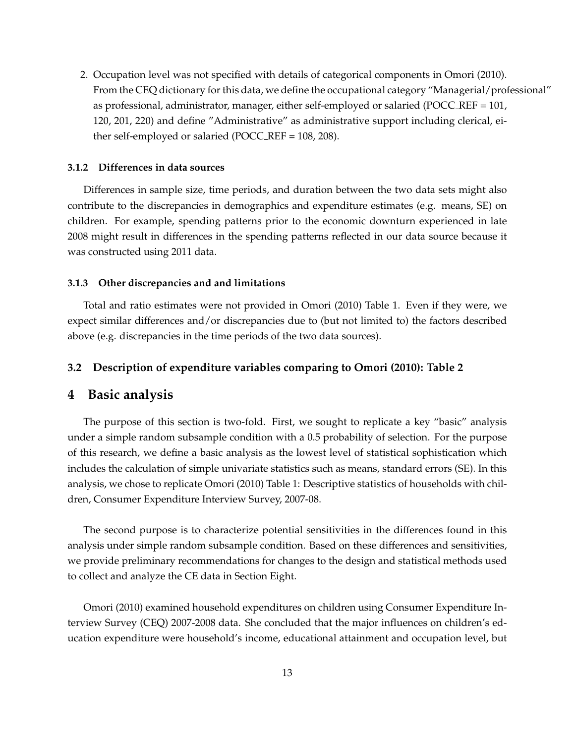2. Occupation level was not specified with details of categorical components in Omori (2010). From the CEQ dictionary for this data, we define the occupational category "Managerial/professional" as professional, administrator, manager, either self-employed or salaried (POCC_REF = 101, 120, 201, 220) and define "Administrative" as administrative support including clerical, either self-employed or salaried (POCC_REF = 108, 208).

#### 3.1.2 Differences in data sources

Differences in sample size, time periods, and duration between the two data sets might also contribute to the discrepancies in demographics and expenditure estimates (e.g. means, SE) on children. For example, spending patterns prior to the economic downturn experienced in late 2008 might result in differences in the spending patterns reflected in our data source because it was constructed using 2011 data.

#### 3.1.3 Other discrepancies and and limitations

Total and ratio estimates were not provided in Omori (2010) Table 1. Even if they were, we expect similar differences and/or discrepancies due to (but not limited to) the factors described above (e.g. discrepancies in the time periods of the two data sources).

### 3.2 Description of expenditure variables comparing to Omori (2010): Table 2

## 4 Basic analysis

The purpose of this section is two-fold. First, we sought to replicate a key "basic" analysis under a simple random subsample condition with a 0.5 probability of selection. For the purpose of this research, we define a basic analysis as the lowest level of statistical sophistication which includes the calculation of simple univariate statistics such as means, standard errors (SE). In this analysis, we chose to replicate Omori (2010) Table 1: Descriptive statistics of households with children, Consumer Expenditure Interview Survey, 2007-08.

The second purpose is to characterize potential sensitivities in the differences found in this analysis under simple random subsample condition. Based on these differences and sensitivities, we provide preliminary recommendations for changes to the design and statistical methods used to collect and analyze the CE data in Section Eight.

Omori (2010) examined household expenditures on children using Consumer Expenditure Interview Survey (CEQ) 2007-2008 data. She concluded that the major influences on children's education expenditure were household's income, educational attainment and occupation level, but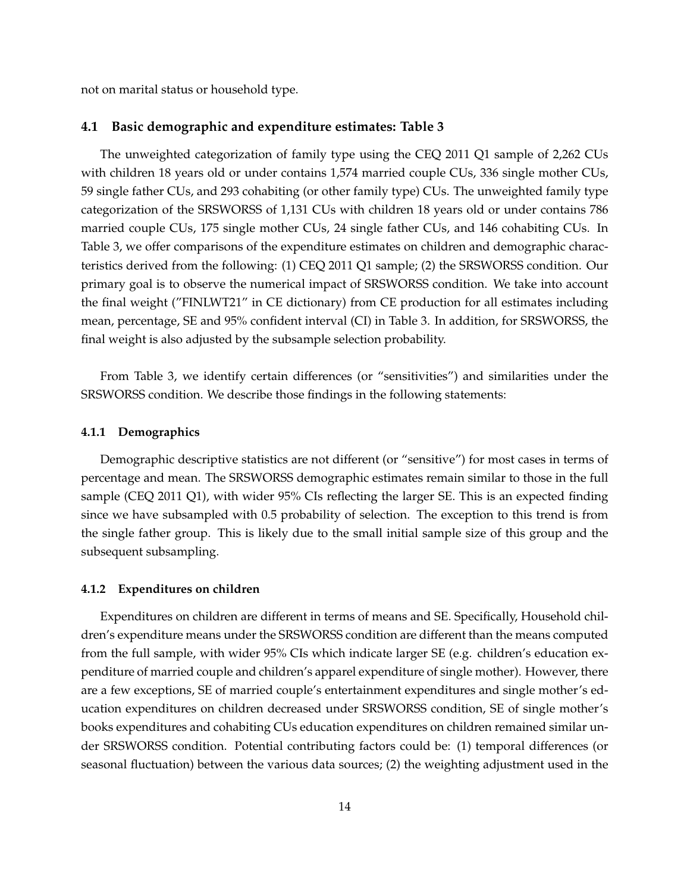not on marital status or household type.

### 4.1 Basic demographic and expenditure estimates: Table 3

The unweighted categorization of family type using the CEQ 2011 Q1 sample of 2,262 CUs with children 18 years old or under contains 1,574 married couple CUs, 336 single mother CUs, 59 single father CUs, and 293 cohabiting (or other family type) CUs. The unweighted family type categorization of the SRSWORSS of 1,131 CUs with children 18 years old or under contains 786 married couple CUs, 175 single mother CUs, 24 single father CUs, and 146 cohabiting CUs. In Table 3, we offer comparisons of the expenditure estimates on children and demographic characteristics derived from the following: (1) CEQ 2011 Q1 sample; (2) the SRSWORSS condition. Our primary goal is to observe the numerical impact of SRSWORSS condition. We take into account the final weight ("FINLWT21" in CE dictionary) from CE production for all estimates including mean, percentage, SE and 95% confident interval (CI) in Table 3. In addition, for SRSWORSS, the final weight is also adjusted by the subsample selection probability.

From Table 3, we identify certain differences (or "sensitivities") and similarities under the SRSWORSS condition. We describe those findings in the following statements:

#### 4.1.1 Demographics

Demographic descriptive statistics are not different (or "sensitive") for most cases in terms of percentage and mean. The SRSWORSS demographic estimates remain similar to those in the full sample (CEQ 2011 Q1), with wider 95% CIs reflecting the larger SE. This is an expected finding since we have subsampled with 0.5 probability of selection. The exception to this trend is from the single father group. This is likely due to the small initial sample size of this group and the subsequent subsampling.

#### 4.1.2 Expenditures on children

Expenditures on children are different in terms of means and SE. Specifically, Household children's expenditure means under the SRSWORSS condition are different than the means computed from the full sample, with wider 95% CIs which indicate larger SE (e.g. children's education expenditure of married couple and children's apparel expenditure of single mother). However, there are a few exceptions, SE of married couple's entertainment expenditures and single mother's education expenditures on children decreased under SRSWORSS condition, SE of single mother's books expenditures and cohabiting CUs education expenditures on children remained similar under SRSWORSS condition. Potential contributing factors could be: (1) temporal differences (or seasonal fluctuation) between the various data sources; (2) the weighting adjustment used in the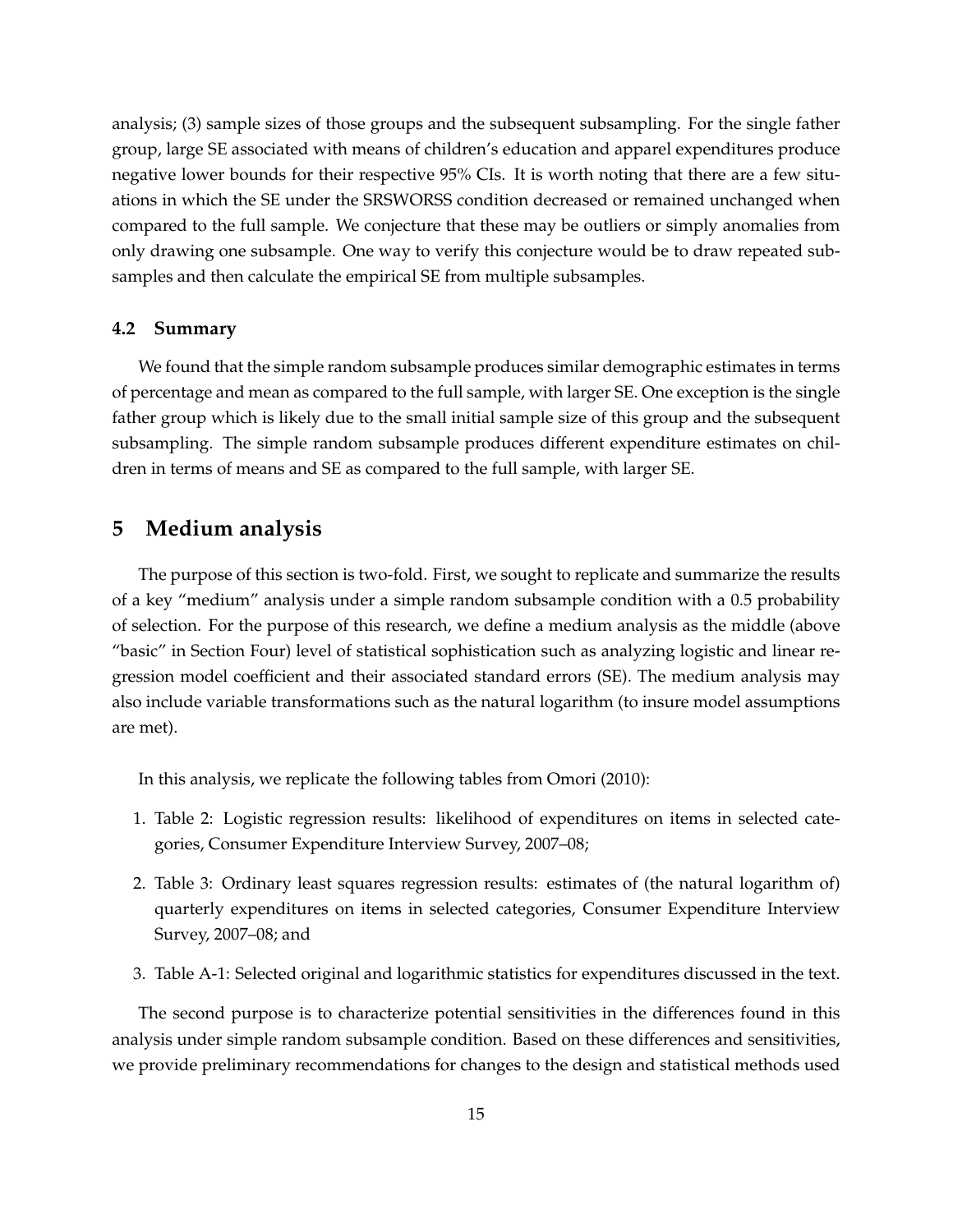analysis; (3) sample sizes of those groups and the subsequent subsampling. For the single father group, large SE associated with means of children's education and apparel expenditures produce negative lower bounds for their respective 95% CIs. It is worth noting that there are a few situations in which the SE under the SRSWORSS condition decreased or remained unchanged when compared to the full sample. We conjecture that these may be outliers or simply anomalies from only drawing one subsample. One way to verify this conjecture would be to draw repeated subsamples and then calculate the empirical SE from multiple subsamples.

### 4.2 Summary

We found that the simple random subsample produces similar demographic estimates in terms of percentage and mean as compared to the full sample, with larger SE. One exception is the single father group which is likely due to the small initial sample size of this group and the subsequent subsampling. The simple random subsample produces different expenditure estimates on children in terms of means and SE as compared to the full sample, with larger SE.

## 5 Medium analysis

The purpose of this section is two-fold. First, we sought to replicate and summarize the results of a key "medium" analysis under a simple random subsample condition with a 0.5 probability of selection. For the purpose of this research, we define a medium analysis as the middle (above "basic" in Section Four) level of statistical sophistication such as analyzing logistic and linear regression model coefficient and their associated standard errors (SE). The medium analysis may also include variable transformations such as the natural logarithm (to insure model assumptions are met).

In this analysis, we replicate the following tables from Omori (2010):

1. Table 2: Logistic regression results: likelihood of expenditures on items in selected categories, Consumer Expenditure Interview Survey, 2007–08;
2. Table 3: Ordinary least squares regression results: estimates of (the natural logarithm of) quarterly expenditures on items in selected categories, Consumer Expenditure Interview Survey, 2007–08; and
3. Table A-1: Selected original and logarithmic statistics for expenditures discussed in the text.

The second purpose is to characterize potential sensitivities in the differences found in this analysis under simple random subsample condition. Based on these differences and sensitivities, we provide preliminary recommendations for changes to the design and statistical methods used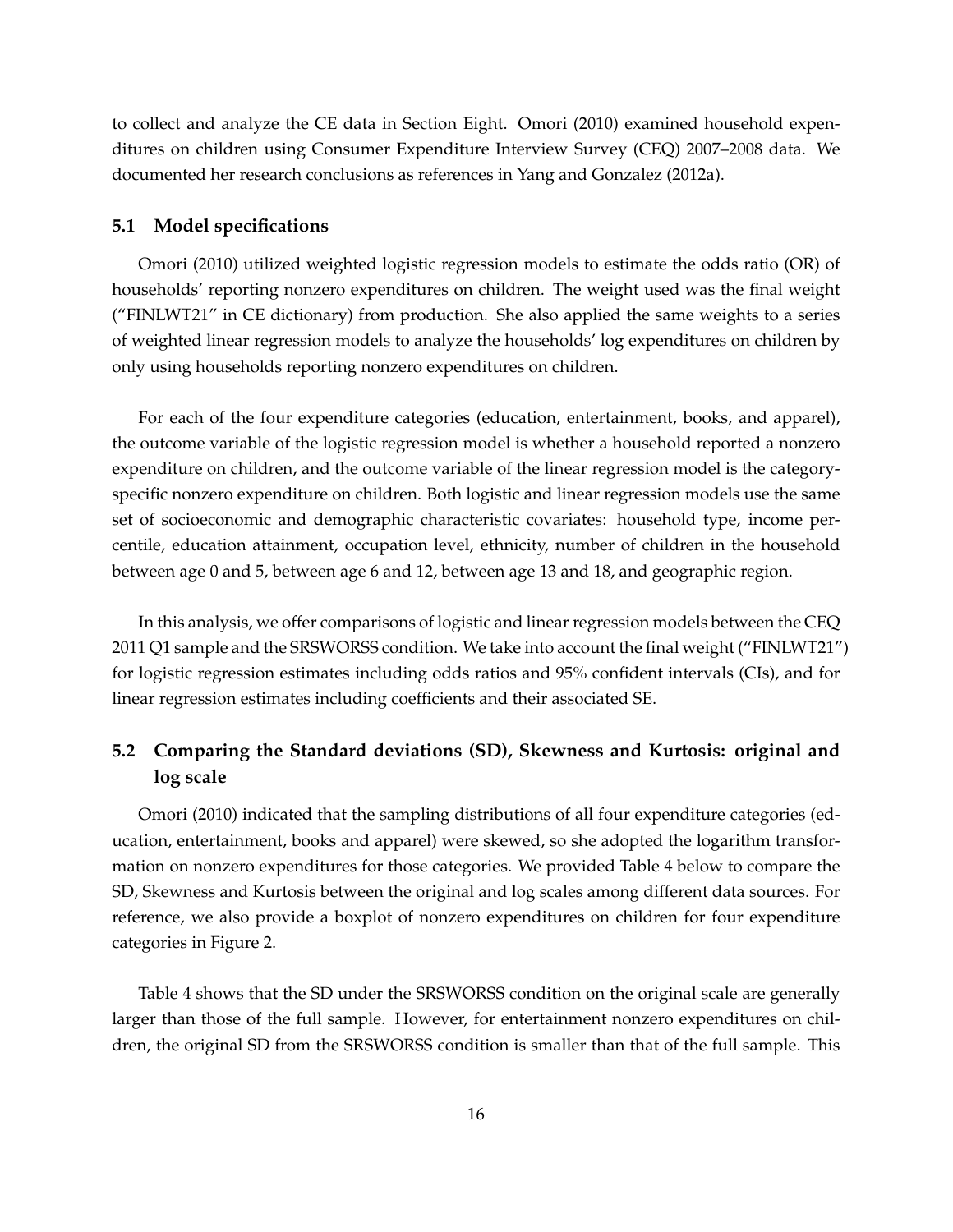to collect and analyze the CE data in Section Eight. Omori (2010) examined household expenditures on children using Consumer Expenditure Interview Survey (CEQ) 2007–2008 data. We documented her research conclusions as references in Yang and Gonzalez (2012a).

### 5.1 Model specifications

Omori (2010) utilized weighted logistic regression models to estimate the odds ratio (OR) of households' reporting nonzero expenditures on children. The weight used was the final weight ("FINLWT21" in CE dictionary) from production. She also applied the same weights to a series of weighted linear regression models to analyze the households' log expenditures on children by only using households reporting nonzero expenditures on children.

For each of the four expenditure categories (education, entertainment, books, and apparel), the outcome variable of the logistic regression model is whether a household reported a nonzero expenditure on children, and the outcome variable of the linear regression model is the category-specific nonzero expenditure on children. Both logistic and linear regression models use the same set of socioeconomic and demographic characteristic covariates: household type, income percentile, education attainment, occupation level, ethnicity, number of children in the household between age 0 and 5, between age 6 and 12, between age 13 and 18, and geographic region.

In this analysis, we offer comparisons of logistic and linear regression models between the CEQ 2011 Q1 sample and the SRSWORSS condition. We take into account the final weight ("FINLWT21") for logistic regression estimates including odds ratios and 95% confident intervals (CIs), and for linear regression estimates including coefficients and their associated SE.

### 5.2 Comparing the Standard deviations (SD), Skewness and Kurtosis: original and log scale

Omori (2010) indicated that the sampling distributions of all four expenditure categories (education, entertainment, books and apparel) were skewed, so she adopted the logarithm transformation on nonzero expenditures for those categories. We provided Table 4 below to compare the SD, Skewness and Kurtosis between the original and log scales among different data sources. For reference, we also provide a boxplot of nonzero expenditures on children for four expenditure categories in Figure 2.

Table 4 shows that the SD under the SRSWORSS condition on the original scale are generally larger than those of the full sample. However, for entertainment nonzero expenditures on children, the original SD from the SRSWORSS condition is smaller than that of the full sample. This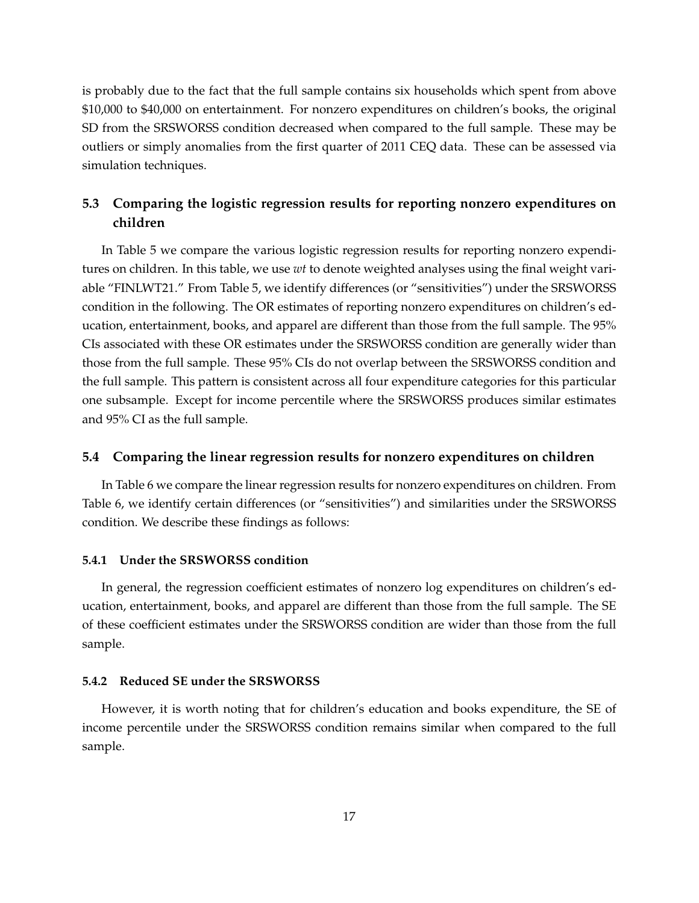is probably due to the fact that the full sample contains six households which spent from above \$10,000 to \$40,000 on entertainment. For nonzero expenditures on children's books, the original SD from the SRSWORSS condition decreased when compared to the full sample. These may be outliers or simply anomalies from the first quarter of 2011 CEQ data. These can be assessed via simulation techniques.

### 5.3 Comparing the logistic regression results for reporting nonzero expenditures on children

In Table 5 we compare the various logistic regression results for reporting nonzero expenditures on children. In this table, we use *wt* to denote weighted analyses using the final weight variable "FINLWT21." From Table 5, we identify differences (or "sensitivities") under the SRSWORSS condition in the following. The OR estimates of reporting nonzero expenditures on children's education, entertainment, books, and apparel are different than those from the full sample. The 95% CIs associated with these OR estimates under the SRSWORSS condition are generally wider than those from the full sample. These 95% CIs do not overlap between the SRSWORSS condition and the full sample. This pattern is consistent across all four expenditure categories for this particular one subsample. Except for income percentile where the SRSWORSS produces similar estimates and 95% CI as the full sample.

### 5.4 Comparing the linear regression results for nonzero expenditures on children

In Table 6 we compare the linear regression results for nonzero expenditures on children. From Table 6, we identify certain differences (or "sensitivities") and similarities under the SRSWORSS condition. We describe these findings as follows:

#### 5.4.1 Under the SRSWORSS condition

In general, the regression coefficient estimates of nonzero log expenditures on children's education, entertainment, books, and apparel are different than those from the full sample. The SE of these coefficient estimates under the SRSWORSS condition are wider than those from the full sample.

#### 5.4.2 Reduced SE under the SRSWORSS

However, it is worth noting that for children's education and books expenditure, the SE of income percentile under the SRSWORSS condition remains similar when compared to the full sample.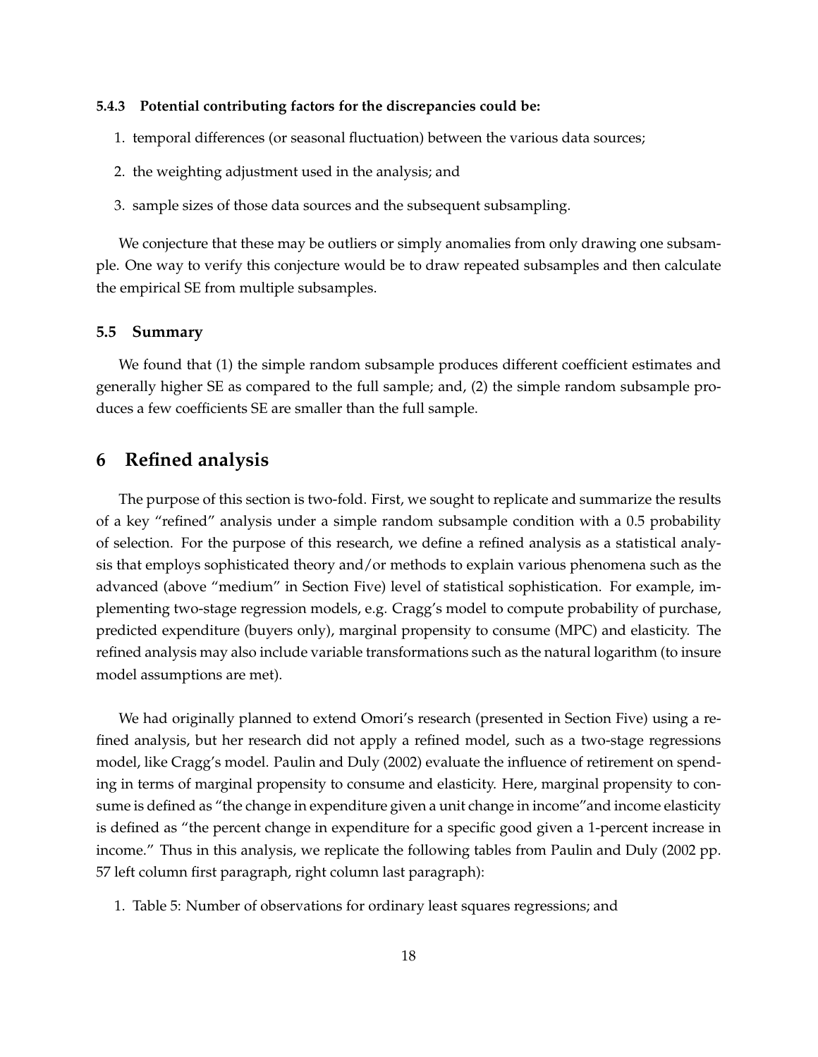#### 5.4.3 Potential contributing factors for the discrepancies could be:

1. temporal differences (or seasonal fluctuation) between the various data sources;
2. the weighting adjustment used in the analysis; and
3. sample sizes of those data sources and the subsequent subsampling.

We conjecture that these may be outliers or simply anomalies from only drawing one subsample. One way to verify this conjecture would be to draw repeated subsamples and then calculate the empirical SE from multiple subsamples.

### 5.5 Summary

We found that (1) the simple random subsample produces different coefficient estimates and generally higher SE as compared to the full sample; and, (2) the simple random subsample produces a few coefficients SE are smaller than the full sample.

## 6 Refined analysis

The purpose of this section is two-fold. First, we sought to replicate and summarize the results of a key "refined" analysis under a simple random subsample condition with a 0.5 probability of selection. For the purpose of this research, we define a refined analysis as a statistical analysis that employs sophisticated theory and/or methods to explain various phenomena such as the advanced (above "medium" in Section Five) level of statistical sophistication. For example, implementing two-stage regression models, e.g. Cragg's model to compute probability of purchase, predicted expenditure (buyers only), marginal propensity to consume (MPC) and elasticity. The refined analysis may also include variable transformations such as the natural logarithm (to insure model assumptions are met).

We had originally planned to extend Omori's research (presented in Section Five) using a refined analysis, but her research did not apply a refined model, such as a two-stage regressions model, like Cragg's model. Paulin and Duly (2002) evaluate the influence of retirement on spending in terms of marginal propensity to consume and elasticity. Here, marginal propensity to consume is defined as "the change in expenditure given a unit change in income"and income elasticity is defined as "the percent change in expenditure for a specific good given a 1-percent increase in income." Thus in this analysis, we replicate the following tables from Paulin and Duly (2002 pp. 57 left column first paragraph, right column last paragraph):

1. Table 5: Number of observations for ordinary least squares regressions; and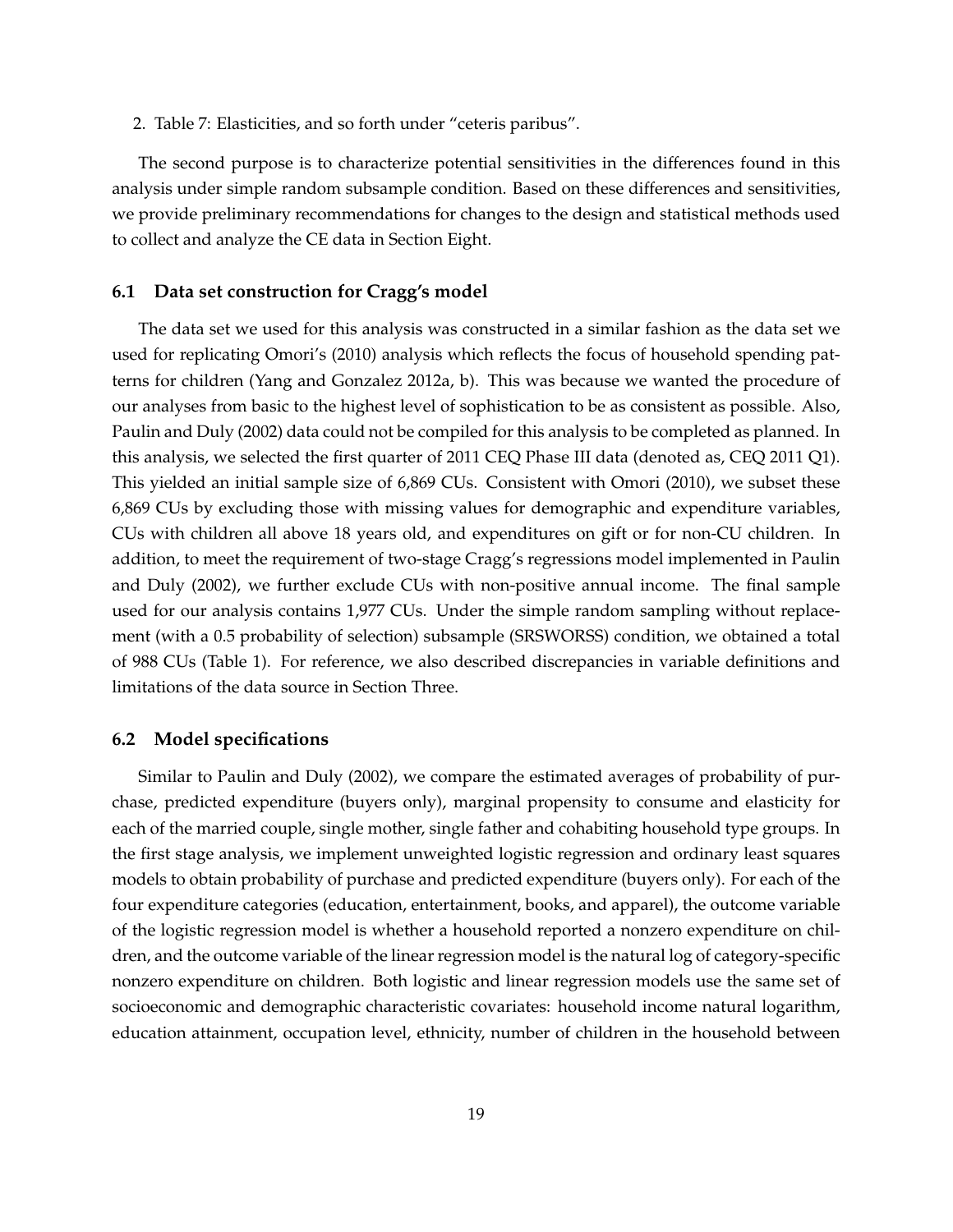2. Table 7: Elasticities, and so forth under "ceteris paribus".

The second purpose is to characterize potential sensitivities in the differences found in this analysis under simple random subsample condition. Based on these differences and sensitivities, we provide preliminary recommendations for changes to the design and statistical methods used to collect and analyze the CE data in Section Eight.

### 6.1 Data set construction for Cragg's model

The data set we used for this analysis was constructed in a similar fashion as the data set we used for replicating Omori's (2010) analysis which reflects the focus of household spending patterns for children (Yang and Gonzalez 2012a, b). This was because we wanted the procedure of our analyses from basic to the highest level of sophistication to be as consistent as possible. Also, Paulin and Duly (2002) data could not be compiled for this analysis to be completed as planned. In this analysis, we selected the first quarter of 2011 CEQ Phase III data (denoted as, CEQ 2011 Q1). This yielded an initial sample size of 6,869 CUs. Consistent with Omori (2010), we subset these 6,869 CUs by excluding those with missing values for demographic and expenditure variables, CUs with children all above 18 years old, and expenditures on gift or for non-CU children. In addition, to meet the requirement of two-stage Cragg's regressions model implemented in Paulin and Duly (2002), we further exclude CUs with non-positive annual income. The final sample used for our analysis contains 1,977 CUs. Under the simple random sampling without replacement (with a 0.5 probability of selection) subsample (SRSWORSS) condition, we obtained a total of 988 CUs (Table 1). For reference, we also described discrepancies in variable definitions and limitations of the data source in Section Three.

### 6.2 Model specifications

Similar to Paulin and Duly (2002), we compare the estimated averages of probability of purchase, predicted expenditure (buyers only), marginal propensity to consume and elasticity for each of the married couple, single mother, single father and cohabiting household type groups. In the first stage analysis, we implement unweighted logistic regression and ordinary least squares models to obtain probability of purchase and predicted expenditure (buyers only). For each of the four expenditure categories (education, entertainment, books, and apparel), the outcome variable of the logistic regression model is whether a household reported a nonzero expenditure on children, and the outcome variable of the linear regression model is the natural log of category-specific nonzero expenditure on children. Both logistic and linear regression models use the same set of socioeconomic and demographic characteristic covariates: household income natural logarithm, education attainment, occupation level, ethnicity, number of children in the household between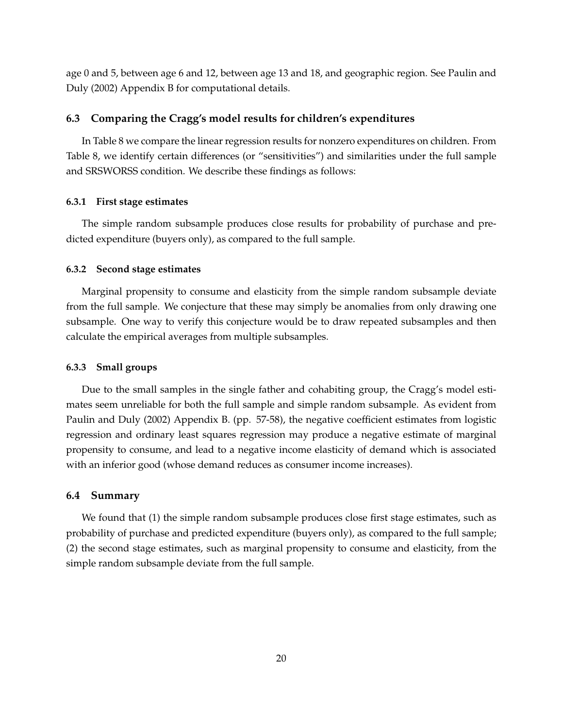age 0 and 5, between age 6 and 12, between age 13 and 18, and geographic region. See Paulin and Duly (2002) Appendix B for computational details.

### 6.3 Comparing the Cragg's model results for children's expenditures

In Table 8 we compare the linear regression results for nonzero expenditures on children. From Table 8, we identify certain differences (or "sensitivities") and similarities under the full sample and SRSWORSS condition. We describe these findings as follows:

#### 6.3.1 First stage estimates

The simple random subsample produces close results for probability of purchase and predicted expenditure (buyers only), as compared to the full sample.

#### 6.3.2 Second stage estimates

Marginal propensity to consume and elasticity from the simple random subsample deviate from the full sample. We conjecture that these may simply be anomalies from only drawing one subsample. One way to verify this conjecture would be to draw repeated subsamples and then calculate the empirical averages from multiple subsamples.

#### 6.3.3 Small groups

Due to the small samples in the single father and cohabiting group, the Cragg's model estimates seem unreliable for both the full sample and simple random subsample. As evident from Paulin and Duly (2002) Appendix B. (pp. 57-58), the negative coefficient estimates from logistic regression and ordinary least squares regression may produce a negative estimate of marginal propensity to consume, and lead to a negative income elasticity of demand which is associated with an inferior good (whose demand reduces as consumer income increases).

### 6.4 Summary

We found that (1) the simple random subsample produces close first stage estimates, such as probability of purchase and predicted expenditure (buyers only), as compared to the full sample; (2) the second stage estimates, such as marginal propensity to consume and elasticity, from the simple random subsample deviate from the full sample.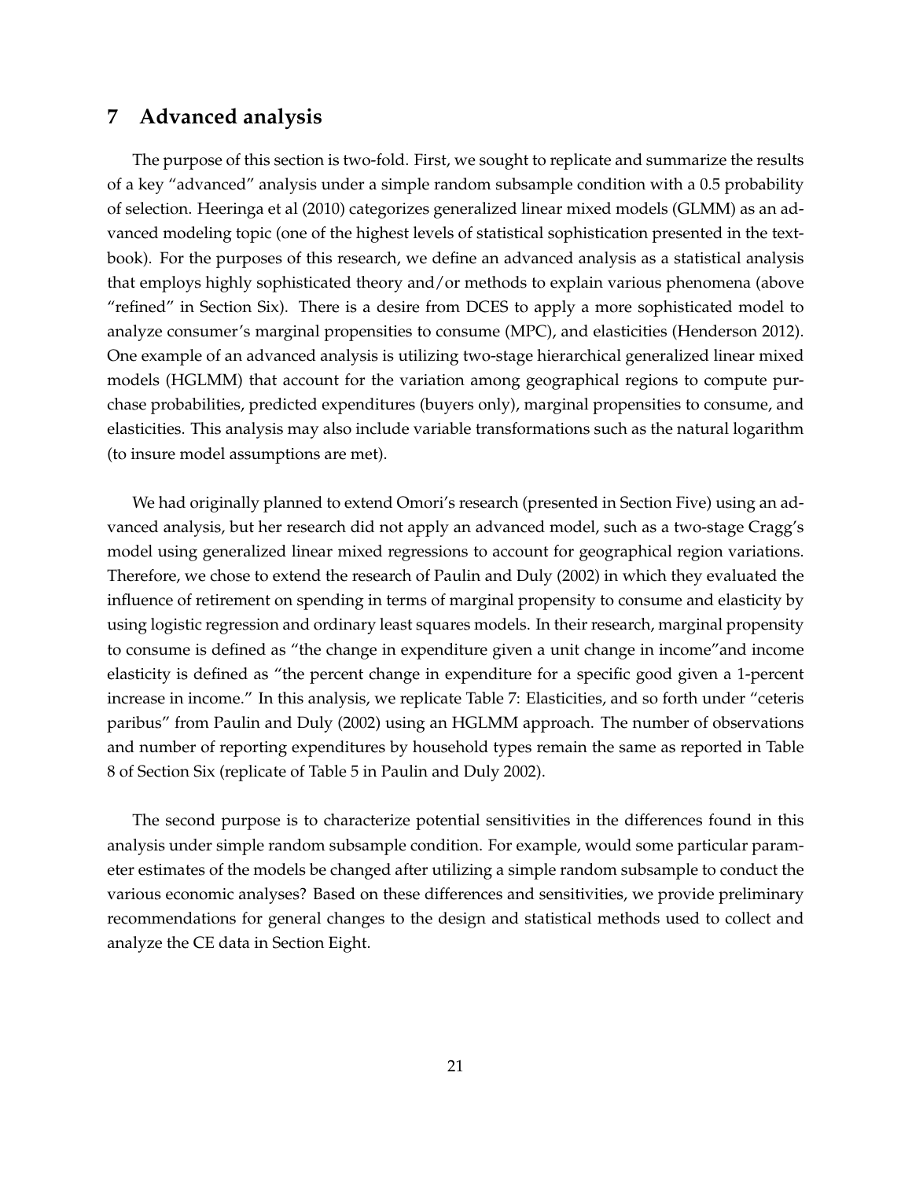## 7 Advanced analysis

The purpose of this section is two-fold. First, we sought to replicate and summarize the results of a key "advanced" analysis under a simple random subsample condition with a 0.5 probability of selection. Heeringa et al (2010) categorizes generalized linear mixed models (GLMM) as an advanced modeling topic (one of the highest levels of statistical sophistication presented in the textbook). For the purposes of this research, we define an advanced analysis as a statistical analysis that employs highly sophisticated theory and/or methods to explain various phenomena (above "refined" in Section Six). There is a desire from DCES to apply a more sophisticated model to analyze consumer's marginal propensities to consume (MPC), and elasticities (Henderson 2012). One example of an advanced analysis is utilizing two-stage hierarchical generalized linear mixed models (HGLMM) that account for the variation among geographical regions to compute purchase probabilities, predicted expenditures (buyers only), marginal propensities to consume, and elasticities. This analysis may also include variable transformations such as the natural logarithm (to insure model assumptions are met).

We had originally planned to extend Omori's research (presented in Section Five) using an advanced analysis, but her research did not apply an advanced model, such as a two-stage Cragg's model using generalized linear mixed regressions to account for geographical region variations. Therefore, we chose to extend the research of Paulin and Duly (2002) in which they evaluated the influence of retirement on spending in terms of marginal propensity to consume and elasticity by using logistic regression and ordinary least squares models. In their research, marginal propensity to consume is defined as "the change in expenditure given a unit change in income"and income elasticity is defined as "the percent change in expenditure for a specific good given a 1-percent increase in income." In this analysis, we replicate Table 7: Elasticities, and so forth under "ceteris paribus" from Paulin and Duly (2002) using an HGLMM approach. The number of observations and number of reporting expenditures by household types remain the same as reported in Table 8 of Section Six (replicate of Table 5 in Paulin and Duly 2002).

The second purpose is to characterize potential sensitivities in the differences found in this analysis under simple random subsample condition. For example, would some particular parameter estimates of the models be changed after utilizing a simple random subsample to conduct the various economic analyses? Based on these differences and sensitivities, we provide preliminary recommendations for general changes to the design and statistical methods used to collect and analyze the CE data in Section Eight.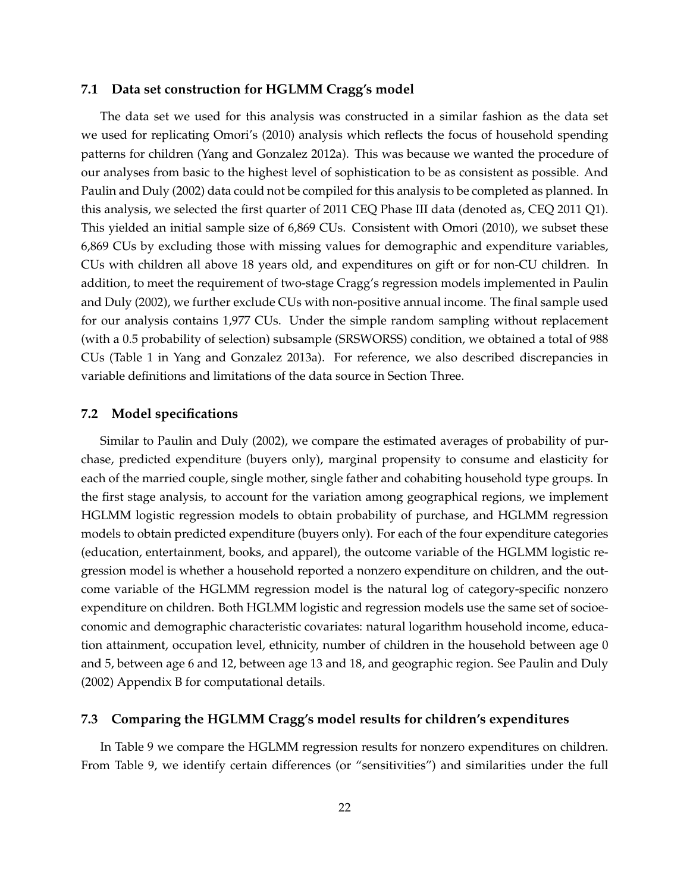### 7.1 Data set construction for HGLMM Cragg's model

The data set we used for this analysis was constructed in a similar fashion as the data set we used for replicating Omori's (2010) analysis which reflects the focus of household spending patterns for children (Yang and Gonzalez 2012a). This was because we wanted the procedure of our analyses from basic to the highest level of sophistication to be as consistent as possible. And Paulin and Duly (2002) data could not be compiled for this analysis to be completed as planned. In this analysis, we selected the first quarter of 2011 CEQ Phase III data (denoted as, CEQ 2011 Q1). This yielded an initial sample size of 6,869 CUs. Consistent with Omori (2010), we subset these 6,869 CUs by excluding those with missing values for demographic and expenditure variables, CUs with children all above 18 years old, and expenditures on gift or for non-CU children. In addition, to meet the requirement of two-stage Cragg's regression models implemented in Paulin and Duly (2002), we further exclude CUs with non-positive annual income. The final sample used for our analysis contains 1,977 CUs. Under the simple random sampling without replacement (with a 0.5 probability of selection) subsample (SRSWORSS) condition, we obtained a total of 988 CUs (Table 1 in Yang and Gonzalez 2013a). For reference, we also described discrepancies in variable definitions and limitations of the data source in Section Three.

### 7.2 Model specifications

Similar to Paulin and Duly (2002), we compare the estimated averages of probability of purchase, predicted expenditure (buyers only), marginal propensity to consume and elasticity for each of the married couple, single mother, single father and cohabiting household type groups. In the first stage analysis, to account for the variation among geographical regions, we implement HGLMM logistic regression models to obtain probability of purchase, and HGLMM regression models to obtain predicted expenditure (buyers only). For each of the four expenditure categories (education, entertainment, books, and apparel), the outcome variable of the HGLMM logistic regression model is whether a household reported a nonzero expenditure on children, and the outcome variable of the HGLMM regression model is the natural log of category-specific nonzero expenditure on children. Both HGLMM logistic and regression models use the same set of socioeconomic and demographic characteristic covariates: natural logarithm household income, education attainment, occupation level, ethnicity, number of children in the household between age 0 and 5, between age 6 and 12, between age 13 and 18, and geographic region. See Paulin and Duly (2002) Appendix B for computational details.

### 7.3 Comparing the HGLMM Cragg's model results for children's expenditures

In Table 9 we compare the HGLMM regression results for nonzero expenditures on children. From Table 9, we identify certain differences (or "sensitivities") and similarities under the full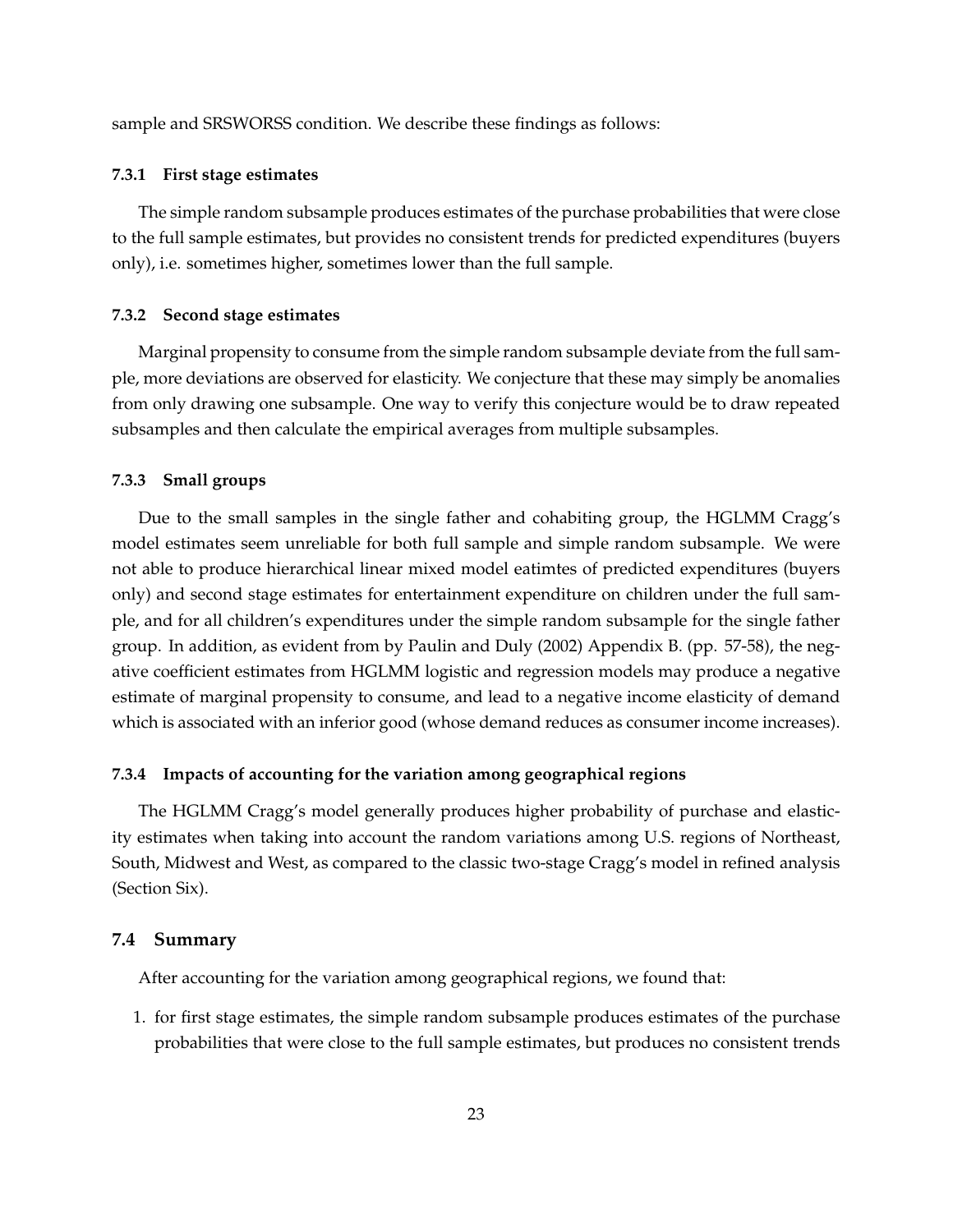sample and SRSWORSS condition. We describe these findings as follows:

#### 7.3.1 First stage estimates

The simple random subsample produces estimates of the purchase probabilities that were close to the full sample estimates, but provides no consistent trends for predicted expenditures (buyers only), i.e. sometimes higher, sometimes lower than the full sample.

#### 7.3.2 Second stage estimates

Marginal propensity to consume from the simple random subsample deviate from the full sample, more deviations are observed for elasticity. We conjecture that these may simply be anomalies from only drawing one subsample. One way to verify this conjecture would be to draw repeated subsamples and then calculate the empirical averages from multiple subsamples.

#### 7.3.3 Small groups

Due to the small samples in the single father and cohabiting group, the HGLMM Cragg's model estimates seem unreliable for both full sample and simple random subsample. We were not able to produce hierarchical linear mixed model eatimtes of predicted expenditures (buyers only) and second stage estimates for entertainment expenditure on children under the full sample, and for all children's expenditures under the simple random subsample for the single father group. In addition, as evident from by Paulin and Duly (2002) Appendix B. (pp. 57-58), the negative coefficient estimates from HGLMM logistic and regression models may produce a negative estimate of marginal propensity to consume, and lead to a negative income elasticity of demand which is associated with an inferior good (whose demand reduces as consumer income increases).

#### 7.3.4 Impacts of accounting for the variation among geographical regions

The HGLMM Cragg's model generally produces higher probability of purchase and elasticity estimates when taking into account the random variations among U.S. regions of Northeast, South, Midwest and West, as compared to the classic two-stage Cragg's model in refined analysis (Section Six).

### 7.4 Summary

After accounting for the variation among geographical regions, we found that:

1. for first stage estimates, the simple random subsample produces estimates of the purchase probabilities that were close to the full sample estimates, but produces no consistent trends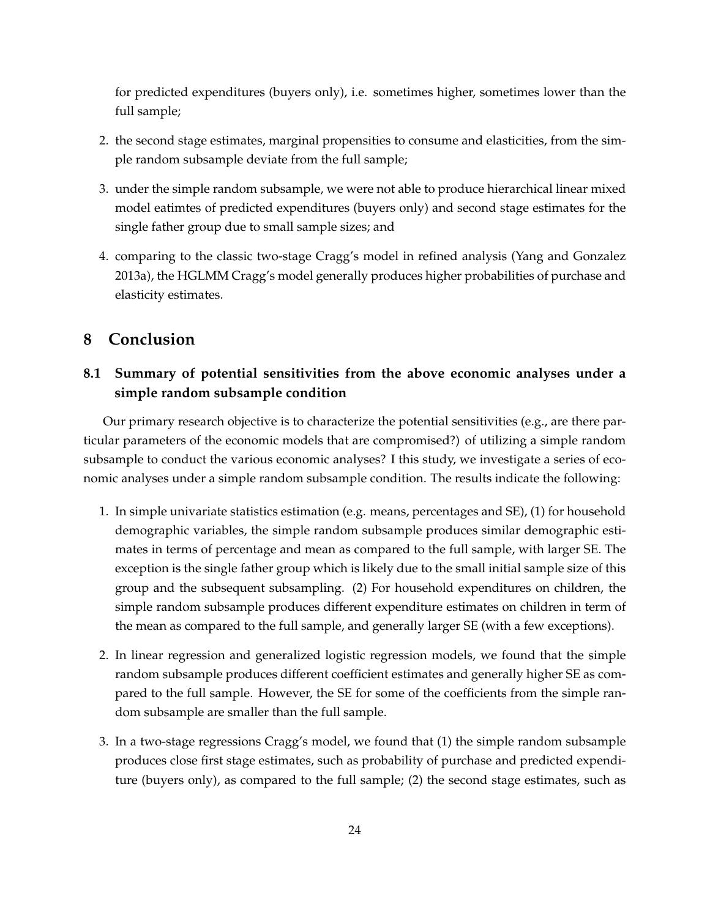for predicted expenditures (buyers only), i.e. sometimes higher, sometimes lower than the full sample;

2. the second stage estimates, marginal propensities to consume and elasticities, from the simple random subsample deviate from the full sample;

3. under the simple random subsample, we were not able to produce hierarchical linear mixed model eatimtes of predicted expenditures (buyers only) and second stage estimates for the single father group due to small sample sizes; and

4. comparing to the classic two-stage Cragg's model in refined analysis (Yang and Gonzalez 2013a), the HGLMM Cragg's model generally produces higher probabilities of purchase and elasticity estimates.

# 8 Conclusion

## 8.1 Summary of potential sensitivities from the above economic analyses under a simple random subsample condition

Our primary research objective is to characterize the potential sensitivities (e.g., are there particular parameters of the economic models that are compromised?) of utilizing a simple random subsample to conduct the various economic analyses? I this study, we investigate a series of economic analyses under a simple random subsample condition. The results indicate the following:

1. In simple univariate statistics estimation (e.g. means, percentages and SE), (1) for household demographic variables, the simple random subsample produces similar demographic estimates in terms of percentage and mean as compared to the full sample, with larger SE. The exception is the single father group which is likely due to the small initial sample size of this group and the subsequent subsampling. (2) For household expenditures on children, the simple random subsample produces different expenditure estimates on children in term of the mean as compared to the full sample, and generally larger SE (with a few exceptions).

2. In linear regression and generalized logistic regression models, we found that the simple random subsample produces different coefficient estimates and generally higher SE as compared to the full sample. However, the SE for some of the coefficients from the simple random subsample are smaller than the full sample.

3. In a two-stage regressions Cragg's model, we found that (1) the simple random subsample produces close first stage estimates, such as probability of purchase and predicted expenditure (buyers only), as compared to the full sample; (2) the second stage estimates, such as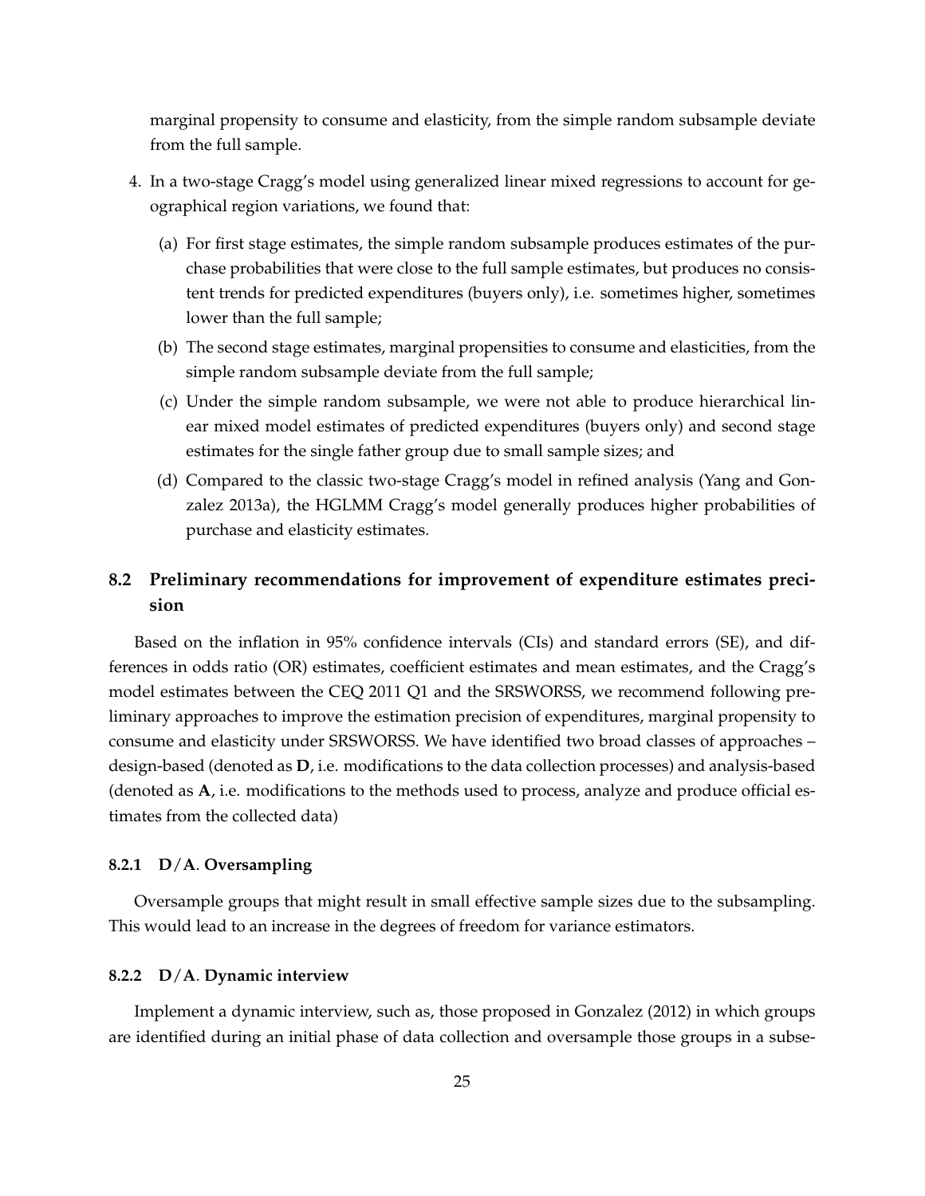marginal propensity to consume and elasticity, from the simple random subsample deviate from the full sample.

4. In a two-stage Cragg's model using generalized linear mixed regressions to account for geographical region variations, we found that:

   (a) For first stage estimates, the simple random subsample produces estimates of the purchase probabilities that were close to the full sample estimates, but produces no consistent trends for predicted expenditures (buyers only), i.e. sometimes higher, sometimes lower than the full sample;

   (b) The second stage estimates, marginal propensities to consume and elasticities, from the simple random subsample deviate from the full sample;

   (c) Under the simple random subsample, we were not able to produce hierarchical linear mixed model estimates of predicted expenditures (buyers only) and second stage estimates for the single father group due to small sample sizes; and

   (d) Compared to the classic two-stage Cragg's model in refined analysis (Yang and Gonzalez 2013a), the HGLMM Cragg's model generally produces higher probabilities of purchase and elasticity estimates.

### 8.2 Preliminary recommendations for improvement of expenditure estimates precision

Based on the inflation in 95% confidence intervals (CIs) and standard errors (SE), and differences in odds ratio (OR) estimates, coefficient estimates and mean estimates, and the Cragg's model estimates between the CEQ 2011 Q1 and the SRSWORSS, we recommend following preliminary approaches to improve the estimation precision of expenditures, marginal propensity to consume and elasticity under SRSWORSS. We have identified two broad classes of approaches – design-based (denoted as **D**, i.e. modifications to the data collection processes) and analysis-based (denoted as **A**, i.e. modifications to the methods used to process, analyze and produce official estimates from the collected data)

#### 8.2.1 D/A. Oversampling

Oversample groups that might result in small effective sample sizes due to the subsampling. This would lead to an increase in the degrees of freedom for variance estimators.

#### 8.2.2 D/A. Dynamic interview

Implement a dynamic interview, such as, those proposed in Gonzalez (2012) in which groups are identified during an initial phase of data collection and oversample those groups in a subse-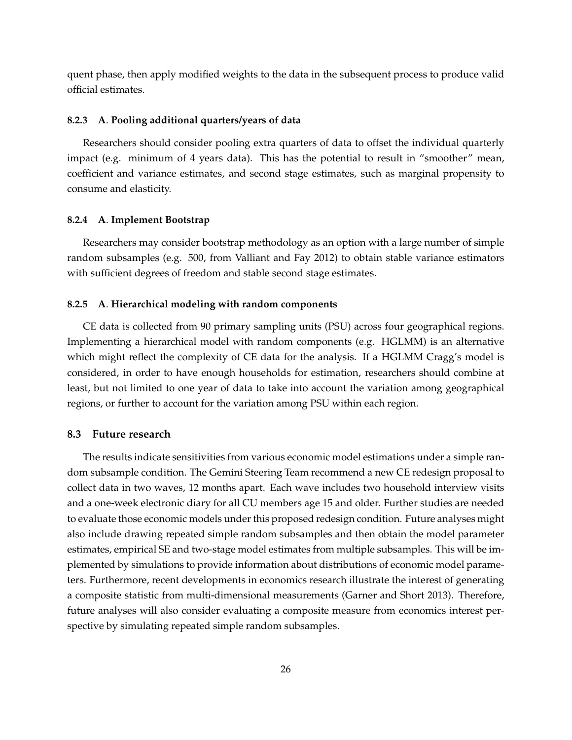quent phase, then apply modified weights to the data in the subsequent process to produce valid official estimates.

#### 8.2.3 A. Pooling additional quarters/years of data

Researchers should consider pooling extra quarters of data to offset the individual quarterly impact (e.g. minimum of 4 years data). This has the potential to result in "smoother" mean, coefficient and variance estimates, and second stage estimates, such as marginal propensity to consume and elasticity.

#### 8.2.4 A. Implement Bootstrap

Researchers may consider bootstrap methodology as an option with a large number of simple random subsamples (e.g. 500, from Valliant and Fay 2012) to obtain stable variance estimators with sufficient degrees of freedom and stable second stage estimates.

#### 8.2.5 A. Hierarchical modeling with random components

CE data is collected from 90 primary sampling units (PSU) across four geographical regions. Implementing a hierarchical model with random components (e.g. HGLMM) is an alternative which might reflect the complexity of CE data for the analysis. If a HGLMM Cragg's model is considered, in order to have enough households for estimation, researchers should combine at least, but not limited to one year of data to take into account the variation among geographical regions, or further to account for the variation among PSU within each region.

### 8.3 Future research

The results indicate sensitivities from various economic model estimations under a simple random subsample condition. The Gemini Steering Team recommend a new CE redesign proposal to collect data in two waves, 12 months apart. Each wave includes two household interview visits and a one-week electronic diary for all CU members age 15 and older. Further studies are needed to evaluate those economic models under this proposed redesign condition. Future analyses might also include drawing repeated simple random subsamples and then obtain the model parameter estimates, empirical SE and two-stage model estimates from multiple subsamples. This will be implemented by simulations to provide information about distributions of economic model parameters. Furthermore, recent developments in economics research illustrate the interest of generating a composite statistic from multi-dimensional measurements (Garner and Short 2013). Therefore, future analyses will also consider evaluating a composite measure from economics interest perspective by simulating repeated simple random subsamples.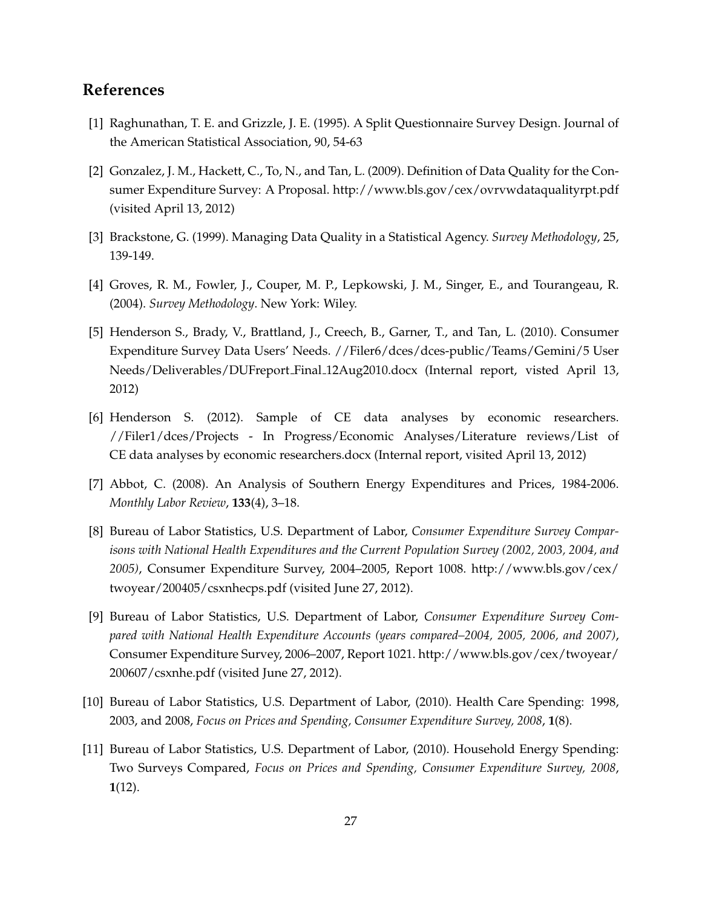## References

[1] Raghunathan, T. E. and Grizzle, J. E. (1995). A Split Questionnaire Survey Design. Journal of the American Statistical Association, 90, 54-63

[2] Gonzalez, J. M., Hackett, C., To, N., and Tan, L. (2009). Definition of Data Quality for the Consumer Expenditure Survey: A Proposal. http://www.bls.gov/cex/ovrvwdataqualityrpt.pdf (visited April 13, 2012)

[3] Brackstone, G. (1999). Managing Data Quality in a Statistical Agency. *Survey Methodology*, 25, 139-149.

[4] Groves, R. M., Fowler, J., Couper, M. P., Lepkowski, J. M., Singer, E., and Tourangeau, R. (2004). *Survey Methodology*. New York: Wiley.

[5] Henderson S., Brady, V., Brattland, J., Creech, B., Garner, T., and Tan, L. (2010). Consumer Expenditure Survey Data Users' Needs. //Filer6/dces/dces-public/Teams/Gemini/5 User Needs/Deliverables/DUFreport_Final_12Aug2010.docx (Internal report, visted April 13, 2012)

[6] Henderson S. (2012). Sample of CE data analyses by economic researchers. //Filer1/dces/Projects - In Progress/Economic Analyses/Literature reviews/List of CE data analyses by economic researchers.docx (Internal report, visited April 13, 2012)

[7] Abbot, C. (2008). An Analysis of Southern Energy Expenditures and Prices, 1984-2006. *Monthly Labor Review*, **133**(4), 3–18.

[8] Bureau of Labor Statistics, U.S. Department of Labor, *Consumer Expenditure Survey Comparisons with National Health Expenditures and the Current Population Survey (2002, 2003, 2004, and 2005)*, Consumer Expenditure Survey, 2004–2005, Report 1008. http://www.bls.gov/cex/twoyear/200405/csxnhecps.pdf (visited June 27, 2012).

[9] Bureau of Labor Statistics, U.S. Department of Labor, *Consumer Expenditure Survey Compared with National Health Expenditure Accounts (years compared–2004, 2005, 2006, and 2007)*, Consumer Expenditure Survey, 2006–2007, Report 1021. http://www.bls.gov/cex/twoyear/200607/csxnhe.pdf (visited June 27, 2012).

[10] Bureau of Labor Statistics, U.S. Department of Labor, (2010). Health Care Spending: 1998, 2003, and 2008, *Focus on Prices and Spending, Consumer Expenditure Survey, 2008*, **1**(8).

[11] Bureau of Labor Statistics, U.S. Department of Labor, (2010). Household Energy Spending: Two Surveys Compared, *Focus on Prices and Spending, Consumer Expenditure Survey, 2008*, **1**(12).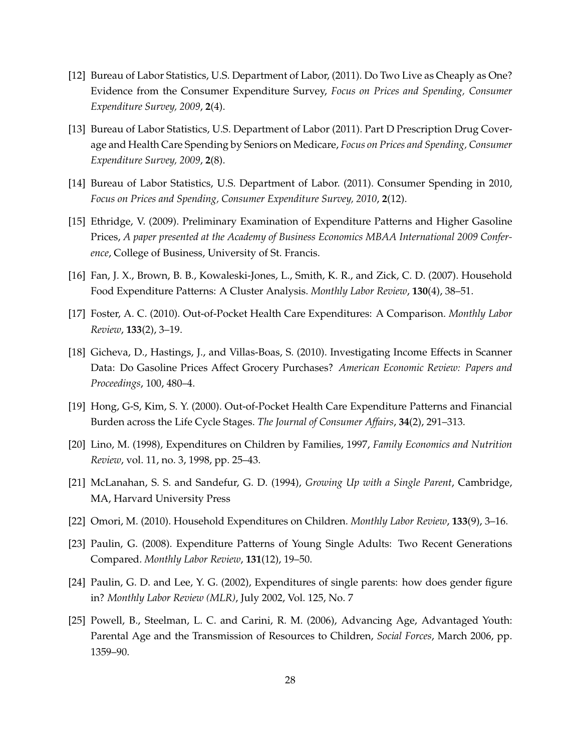[12] Bureau of Labor Statistics, U.S. Department of Labor, (2011). Do Two Live as Cheaply as One? Evidence from the Consumer Expenditure Survey, *Focus on Prices and Spending, Consumer Expenditure Survey, 2009*, **2**(4).

[13] Bureau of Labor Statistics, U.S. Department of Labor (2011). Part D Prescription Drug Coverage and Health Care Spending by Seniors on Medicare, *Focus on Prices and Spending, Consumer Expenditure Survey, 2009*, **2**(8).

[14] Bureau of Labor Statistics, U.S. Department of Labor. (2011). Consumer Spending in 2010, *Focus on Prices and Spending, Consumer Expenditure Survey, 2010*, **2**(12).

[15] Ethridge, V. (2009). Preliminary Examination of Expenditure Patterns and Higher Gasoline Prices, *A paper presented at the Academy of Business Economics MBAA International 2009 Conference*, College of Business, University of St. Francis.

[16] Fan, J. X., Brown, B. B., Kowaleski-Jones, L., Smith, K. R., and Zick, C. D. (2007). Household Food Expenditure Patterns: A Cluster Analysis. *Monthly Labor Review*, **130**(4), 38–51.

[17] Foster, A. C. (2010). Out-of-Pocket Health Care Expenditures: A Comparison. *Monthly Labor Review*, **133**(2), 3–19.

[18] Gicheva, D., Hastings, J., and Villas-Boas, S. (2010). Investigating Income Effects in Scanner Data: Do Gasoline Prices Affect Grocery Purchases? *American Economic Review: Papers and Proceedings*, 100, 480–4.

[19] Hong, G-S, Kim, S. Y. (2000). Out-of-Pocket Health Care Expenditure Patterns and Financial Burden across the Life Cycle Stages. *The Journal of Consumer Affairs*, **34**(2), 291–313.

[20] Lino, M. (1998), Expenditures on Children by Families, 1997, *Family Economics and Nutrition Review*, vol. 11, no. 3, 1998, pp. 25–43.

[21] McLanahan, S. S. and Sandefur, G. D. (1994), *Growing Up with a Single Parent*, Cambridge, MA, Harvard University Press

[22] Omori, M. (2010). Household Expenditures on Children. *Monthly Labor Review*, **133**(9), 3–16.

[23] Paulin, G. (2008). Expenditure Patterns of Young Single Adults: Two Recent Generations Compared. *Monthly Labor Review*, **131**(12), 19–50.

[24] Paulin, G. D. and Lee, Y. G. (2002), Expenditures of single parents: how does gender figure in? *Monthly Labor Review (MLR)*, July 2002, Vol. 125, No. 7

[25] Powell, B., Steelman, L. C. and Carini, R. M. (2006), Advancing Age, Advantaged Youth: Parental Age and the Transmission of Resources to Children, *Social Forces*, March 2006, pp. 1359–90.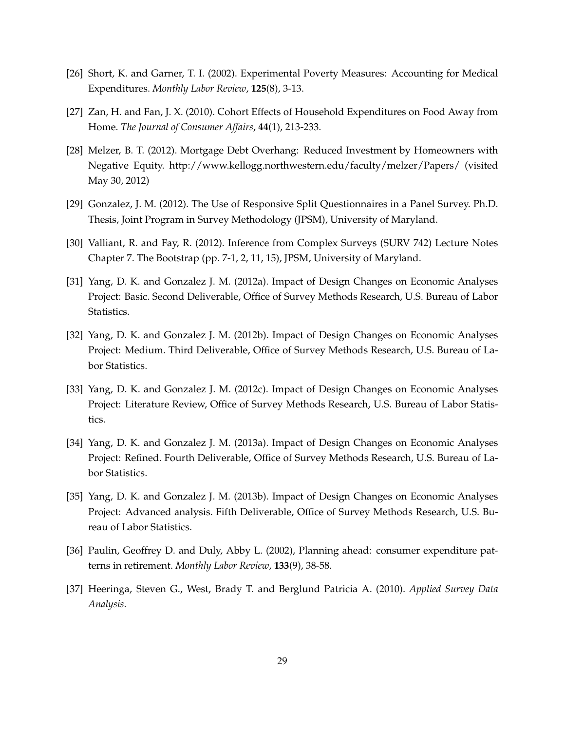[26] Short, K. and Garner, T. I. (2002). Experimental Poverty Measures: Accounting for Medical Expenditures. *Monthly Labor Review*, **125**(8), 3-13.

[27] Zan, H. and Fan, J. X. (2010). Cohort Effects of Household Expenditures on Food Away from Home. *The Journal of Consumer Affairs*, **44**(1), 213-233.

[28] Melzer, B. T. (2012). Mortgage Debt Overhang: Reduced Investment by Homeowners with Negative Equity. http://www.kellogg.northwestern.edu/faculty/melzer/Papers/ (visited May 30, 2012)

[29] Gonzalez, J. M. (2012). The Use of Responsive Split Questionnaires in a Panel Survey. Ph.D. Thesis, Joint Program in Survey Methodology (JPSM), University of Maryland.

[30] Valliant, R. and Fay, R. (2012). Inference from Complex Surveys (SURV 742) Lecture Notes Chapter 7. The Bootstrap (pp. 7-1, 2, 11, 15), JPSM, University of Maryland.

[31] Yang, D. K. and Gonzalez J. M. (2012a). Impact of Design Changes on Economic Analyses Project: Basic. Second Deliverable, Office of Survey Methods Research, U.S. Bureau of Labor Statistics.

[32] Yang, D. K. and Gonzalez J. M. (2012b). Impact of Design Changes on Economic Analyses Project: Medium. Third Deliverable, Office of Survey Methods Research, U.S. Bureau of Labor Statistics.

[33] Yang, D. K. and Gonzalez J. M. (2012c). Impact of Design Changes on Economic Analyses Project: Literature Review, Office of Survey Methods Research, U.S. Bureau of Labor Statistics.

[34] Yang, D. K. and Gonzalez J. M. (2013a). Impact of Design Changes on Economic Analyses Project: Refined. Fourth Deliverable, Office of Survey Methods Research, U.S. Bureau of Labor Statistics.

[35] Yang, D. K. and Gonzalez J. M. (2013b). Impact of Design Changes on Economic Analyses Project: Advanced analysis. Fifth Deliverable, Office of Survey Methods Research, U.S. Bureau of Labor Statistics.

[36] Paulin, Geoffrey D. and Duly, Abby L. (2002), Planning ahead: consumer expenditure patterns in retirement. *Monthly Labor Review*, **133**(9), 38-58.

[37] Heeringa, Steven G., West, Brady T. and Berglund Patricia A. (2010). *Applied Survey Data Analysis*.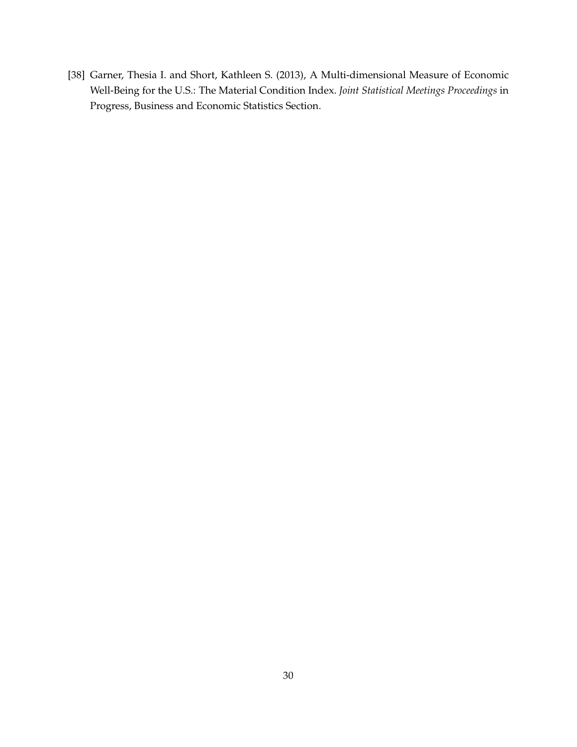[38] Garner, Thesia I. and Short, Kathleen S. (2013), A Multi-dimensional Measure of Economic Well-Being for the U.S.: The Material Condition Index. *Joint Statistical Meetings Proceedings* in Progress, Business and Economic Statistics Section.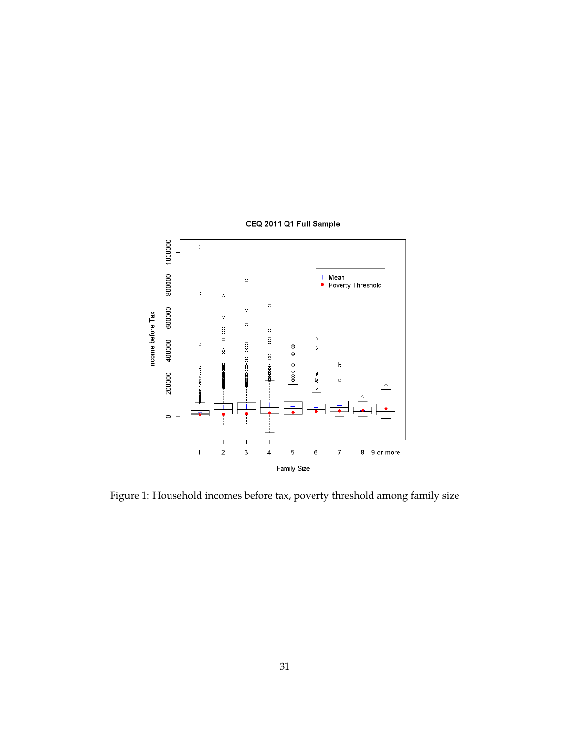CEQ 2011 Q1 Full Sample

Figure 1: Household incomes before tax, poverty threshold among family size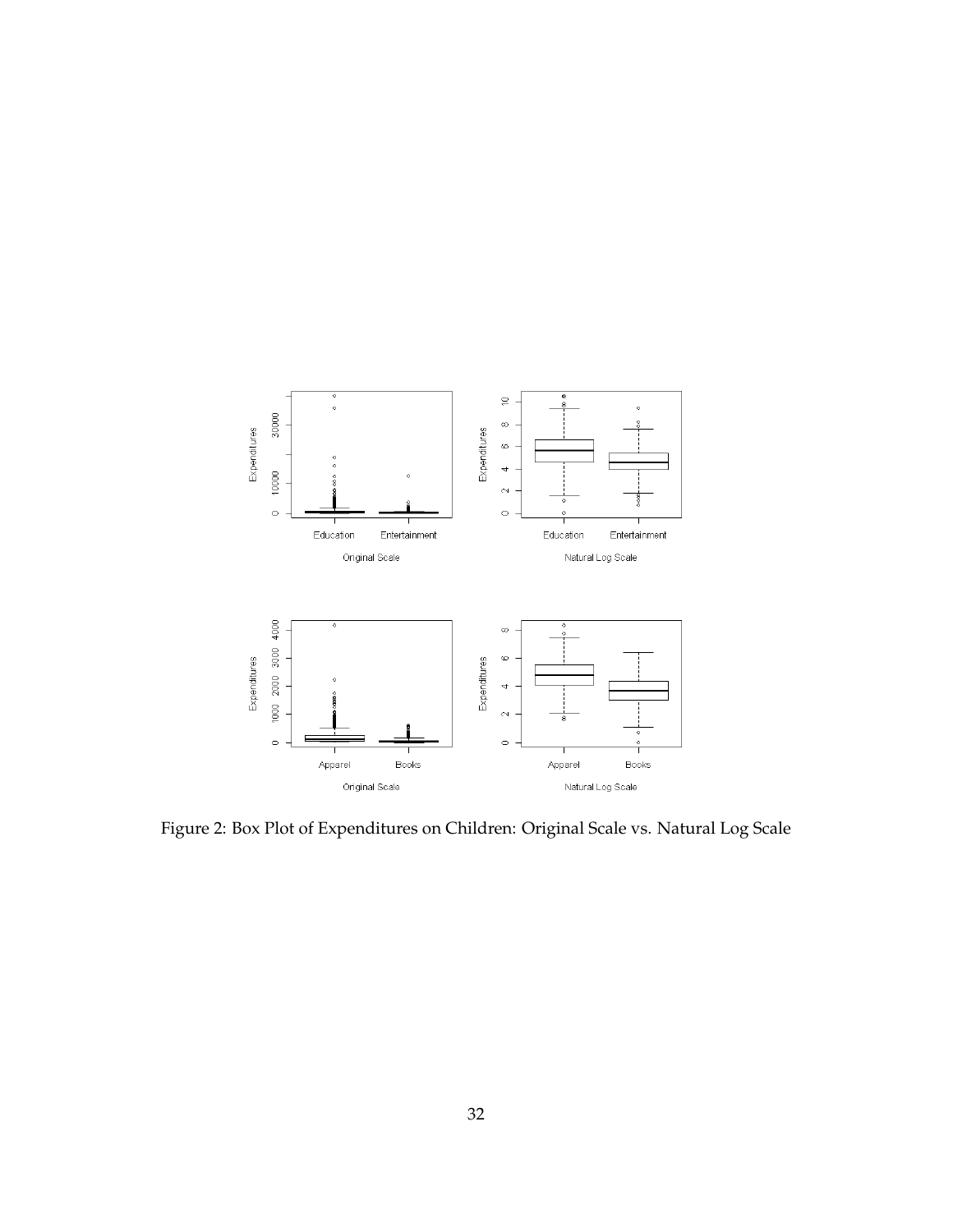Figure 2: Box Plot of Expenditures on Children: Original Scale vs. Natural Log Scale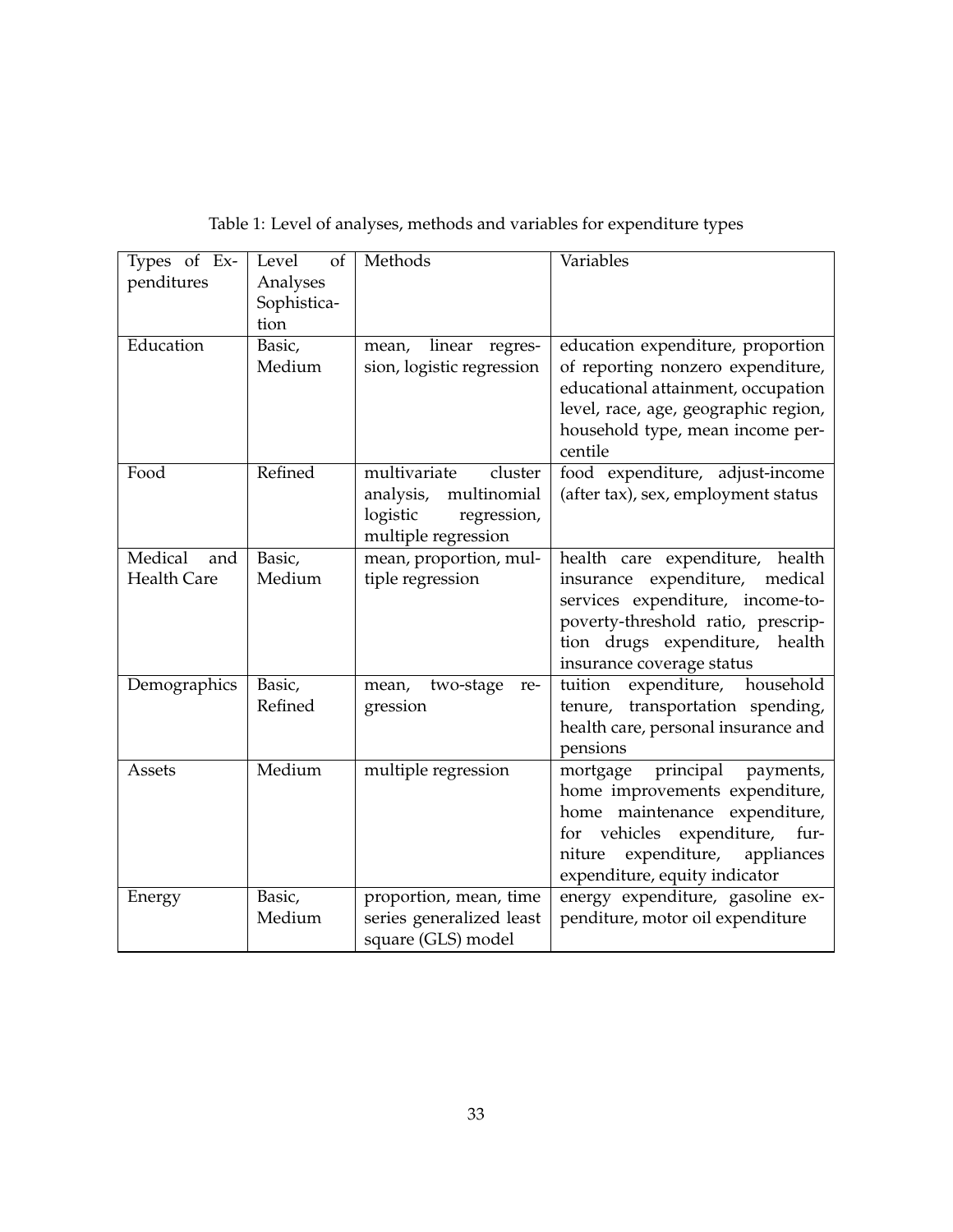Table 1: Level of analyses, methods and variables for expenditure types

| Types of Expenditures | Level of Analyses Sophistication | Methods | Variables |
|---|---|---|---|
| Education | Basic, Medium | mean, linear regression, logistic regression | education expenditure, proportion of reporting nonzero expenditure, educational attainment, occupation level, race, age, geographic region, household type, mean income percentile |
| Food | Refined | multivariate cluster analysis, multinomial logistic regression, multiple regression | food expenditure, adjust-income (after tax), sex, employment status |
| Medical and Health Care | Basic, Medium | mean, proportion, multiple regression | health care expenditure, health insurance expenditure, medical services expenditure, income-to-poverty-threshold ratio, prescription drugs expenditure, health insurance coverage status |
| Demographics | Basic, Refined | mean, two-stage regression | tuition expenditure, household tenure, transportation spending, health care, personal insurance and pensions |
| Assets | Medium | multiple regression | mortgage principal payments, home improvements expenditure, home maintenance expenditure, for vehicles expenditure, furniture expenditure, appliances expenditure, equity indicator |
| Energy | Basic, Medium | proportion, mean, time series generalized least square (GLS) model | energy expenditure, gasoline expenditure, motor oil expenditure |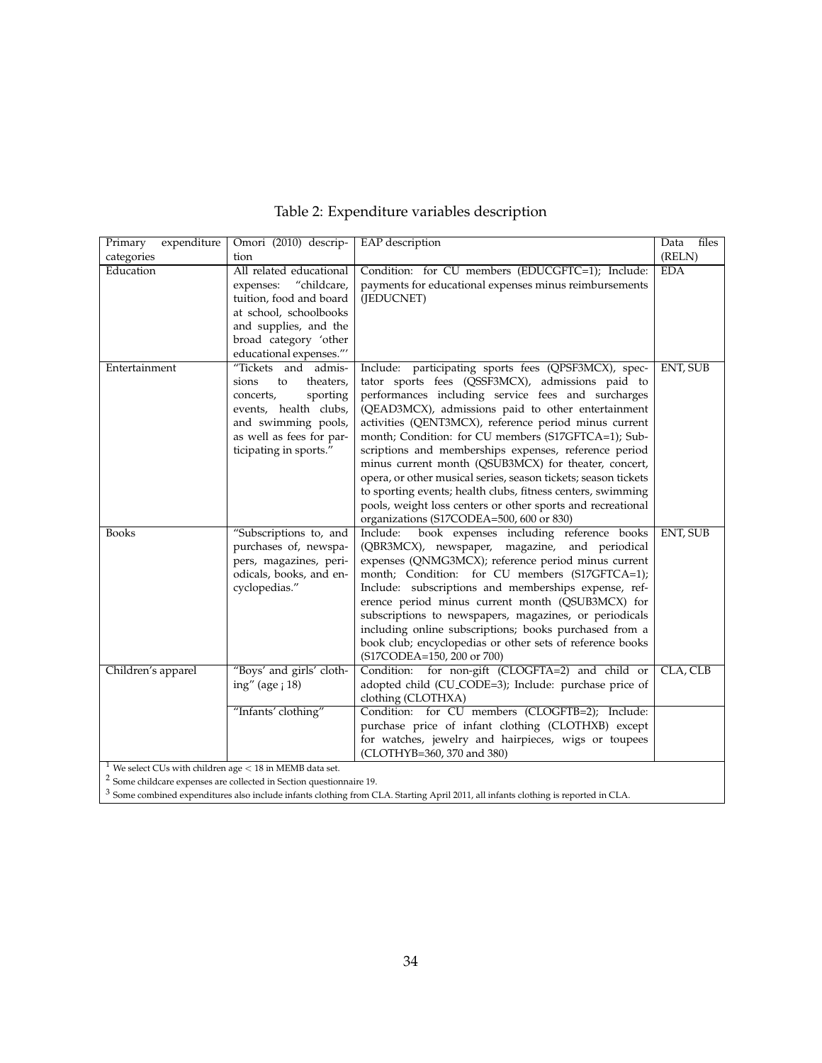Table 2: Expenditure variables description

| Primary expenditure categories | Omori (2010) description | EAP description | Data files (RELN) |
|---|---|---|---|
| Education | All related educational expenses: "childcare, tuition, food and board at school, schoolbooks and supplies, and the broad category 'other educational expenses."' | Condition: for CU members (EDUCGFTC=1); Include: payments for educational expenses minus reimbursements (JEDUCNET) | EDA |
| Entertainment | "Tickets and admissions to theaters, concerts, sporting events, health clubs, and swimming pools, as well as fees for participating in sports." | Include: participating sports fees (QPSF3MCX), spectator sports fees (QSSF3MCX), admissions paid to performances including service fees and surcharges (QEAD3MCX), admissions paid to other entertainment activities (QENT3MCX), reference period minus current month; Condition: for CU members (S17GFTCA=1); Subscriptions and memberships expenses, reference period minus current month (QSUB3MCX) for theater, concert, opera, or other musical series, season tickets; season tickets to sporting events; health clubs, fitness centers, swimming pools, weight loss centers or other sports and recreational organizations (S17CODEA=500, 600 or 830) | ENT, SUB |
| Books | "Subscriptions to, and purchases of, newspapers, magazines, periodicals, books, and encyclopedias." | Include: book expenses including reference books (QBR3MCX), newspaper, magazine, and periodical expenses (QNMG3MCX); reference period minus current month; Condition: for CU members (S17GFTCA=1); Include: subscriptions and memberships expense, reference period minus current month (QSUB3MCX) for subscriptions to newspapers, magazines, or periodicals including online subscriptions; books purchased from a book club; encyclopedias or other sets of reference books (S17CODEA=150, 200 or 700) | ENT, SUB |
| Children's apparel | "Boys' and girls' clothing" (age < 18) | Condition: for non-gift (CLOGFTA=2) and child or adopted child (CU_CODE=3); Include: purchase price of clothing (CLOTHXA) | CLA, CLB |
| | "Infants' clothing" | Condition: for CU members (CLOGFTB=2); Include: purchase price of infant clothing (CLOTHXB) except for watches, jewelry and hairpieces, wigs or toupees (CLOTHYB=360, 370 and 380) | |

[1] We select CUs with children age < 18 in MEMB data set.

[2] Some childcare expenses are collected in Section questionnaire 19.

[3] Some combined expenditures also include infants clothing from CLA. Starting April 2011, all infants clothing is reported in CLA.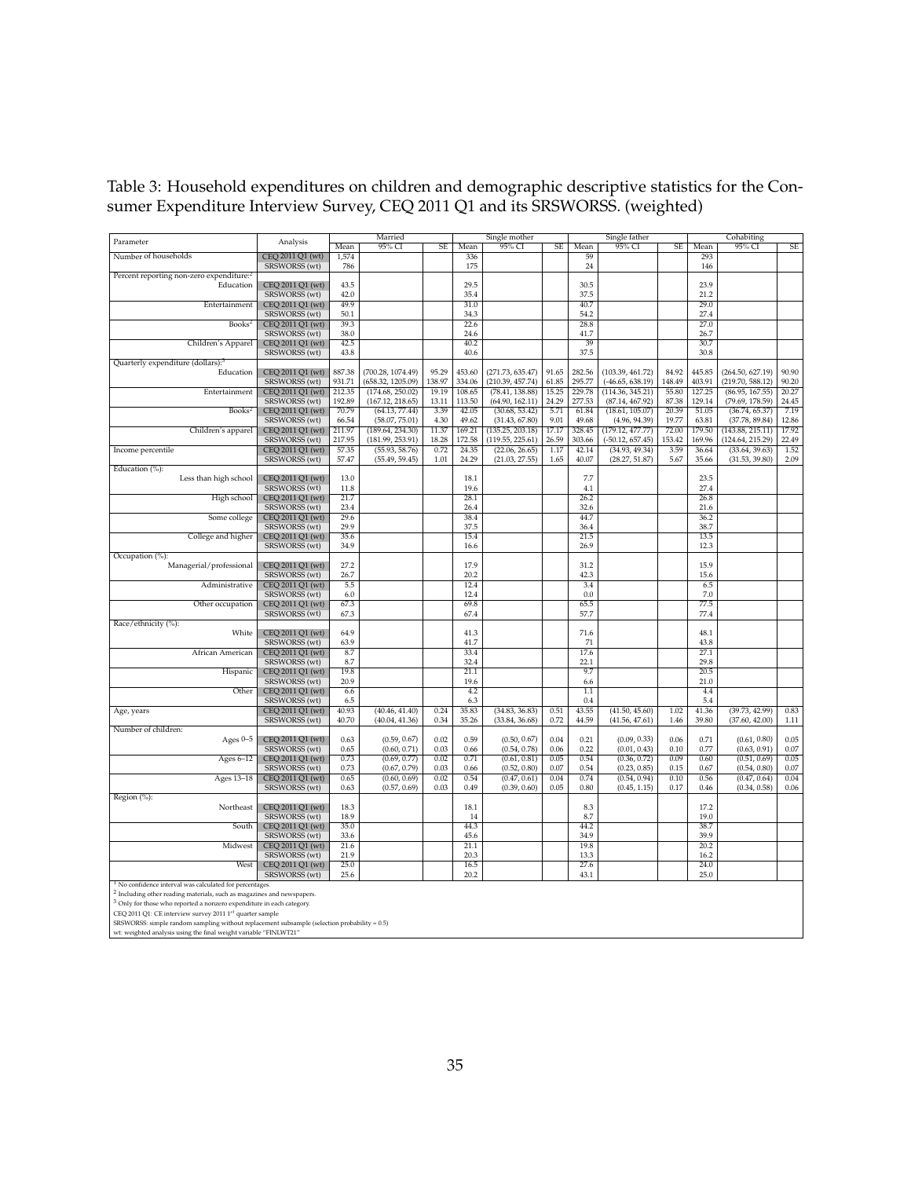Table 3: Household expenditures on children and demographic descriptive statistics for the Consumer Expenditure Interview Survey, CEQ 2011 Q1 and its SRSWORSS. (weighted)

| Parameter | Analysis | Married | | | Single mother | | | Single father | | | Cohabiting | | |
|---|---|---|---|---|---|---|---|---|---|---|---|---|---|
| | | Mean | 95% CI | SE | Mean | 95% CI | SE | Mean | 95% CI | SE | Mean | 95% CI | SE |
| Number of households | CEQ 2011 Q1 (wt) | 1,574 | | | 336 | | | 59 | | | 293 | | |
| | SRSWORSS (wt) | 786 | | | 175 | | | 24 | | | 146 | | |
| Percent reporting non-zero expenditure:[2] | | | | | | | | | | | | | |
| Education | CEQ 2011 Q1 (wt) | 43.5 | | | 29.5 | | | 30.5 | | | 23.9 | | |
| | SRSWORSS (wt) | 42.0 | | | 35.4 | | | 37.5 | | | 21.2 | | |
| Entertainment | CEQ 2011 Q1 (wt) | 49.9 | | | 31.0 | | | 40.7 | | | 29.0 | | |
| | SRSWORSS (wt) | 50.1 | | | 34.3 | | | 54.2 | | | 27.4 | | |
| Books[2] | CEQ 2011 Q1 (wt) | 39.3 | | | 22.6 | | | 28.8 | | | 27.0 | | |
| | SRSWORSS (wt) | 38.0 | | | 24.6 | | | 41.7 | | | 26.7 | | |
| Children's Apparel | CEQ 2011 Q1 (wt) | 42.5 | | | 40.2 | | | 39 | | | 30.7 | | |
| | SRSWORSS (wt) | 43.8 | | | 40.6 | | | 37.5 | | | 30.8 | | |
| Quarterly expenditure (dollars):[3] | | | | | | | | | | | | | |
| Education | CEQ 2011 Q1 (wt) | 887.38 | (700.28, 1074.49) | 95.29 | 453.60 | (271.73, 635.47) | 91.65 | 282.56 | (103.39, 461.72) | 84.92 | 445.85 | (264.50, 627.19) | 90.90 |
| | SRSWORSS (wt) | 931.71 | (658.32, 1205.09) | 138.97 | 334.06 | (210.39, 457.74) | 61.85 | 295.77 | (-46.65, 638.19) | 148.49 | 403.91 | (219.70, 588.12) | 90.20 |
| Entertainment | CEQ 2011 Q1 (wt) | 212.35 | (174.68, 250.02) | 19.19 | 108.65 | (78.41, 138.88) | 15.25 | 229.78 | (114.36, 345.21) | 55.80 | 127.25 | (86.95, 167.55) | 20.27 |
| | SRSWORSS (wt) | 192.89 | (167.12, 218.65) | 13.11 | 113.50 | (64.90, 162.11) | 24.29 | 277.53 | (87.14, 467.92) | 87.38 | 129.14 | (79.69, 178.59) | 24.45 |
| Books[2] | CEQ 2011 Q1 (wt) | 70.79 | (64.13, 77.44) | 3.39 | 42.05 | (30.68, 53.42) | 5.71 | 61.84 | (18.61, 105.07) | 20.39 | 51.05 | (36.74, 65.37) | 7.19 |
| | SRSWORSS (wt) | 66.54 | (58.07, 75.01) | 4.30 | 49.62 | (31.43, 67.80) | 9.01 | 49.68 | (4.96, 94.39) | 19.77 | 63.81 | (37.78, 89.84) | 12.86 |
| Children's apparel | CEQ 2011 Q1 (wt) | 211.97 | (189.64, 234.30) | 11.37 | 169.21 | (135.25, 203.18) | 17.17 | 328.45 | (179.12, 477.77) | 72.00 | 179.50 | (143.88, 215.11) | 17.92 |
| | SRSWORSS (wt) | 217.95 | (181.99, 253.91) | 18.28 | 172.58 | (119.55, 225.61) | 26.59 | 303.66 | (-50.12, 657.45) | 153.42 | 169.96 | (124.64, 215.29) | 22.49 |
| Income percentile | CEQ 2011 Q1 (wt) | 57.35 | (55.93, 58.76) | 0.72 | 24.35 | (22.06, 26.65) | 1.17 | 42.14 | (34.93, 49.34) | 3.59 | 36.64 | (33.64, 39.63) | 1.52 |
| | SRSWORSS (wt) | 57.47 | (55.49, 59.45) | 1.01 | 24.29 | (21.03, 27.55) | 1.65 | 40.07 | (28.27, 51.87) | 5.67 | 35.66 | (31.53, 39.80) | 2.09 |
| Education (%): | | | | | | | | | | | | | |
| Less than high school | CEQ 2011 Q1 (wt) | 13.0 | | | 18.1 | | | 7.7 | | | 23.5 | | |
| | SRSWORSS (wt) | 11.8 | | | 19.6 | | | 4.1 | | | 27.4 | | |
| High school | CEQ 2011 Q1 (wt) | 21.7 | | | 28.1 | | | 26.2 | | | 26.8 | | |
| | SRSWORSS (wt) | 23.4 | | | 26.4 | | | 32.6 | | | 21.6 | | |
| Some college | CEQ 2011 Q1 (wt) | 29.6 | | | 38.4 | | | 44.7 | | | 36.2 | | |
| | SRSWORSS (wt) | 29.9 | | | 37.5 | | | 36.4 | | | 38.7 | | |
| College and higher | CEQ 2011 Q1 (wt) | 35.6 | | | 15.4 | | | 21.5 | | | 13.5 | | |
| | SRSWORSS (wt) | 34.9 | | | 16.6 | | | 26.9 | | | 12.3 | | |
| Occupation (%): | | | | | | | | | | | | | |
| Managerial/professional | CEQ 2011 Q1 (wt) | 27.2 | | | 17.9 | | | 31.2 | | | 15.9 | | |
| | SRSWORSS (wt) | 26.7 | | | 20.2 | | | 42.3 | | | 15.6 | | |
| Administrative | CEQ 2011 Q1 (wt) | 5.5 | | | 12.4 | | | 3.4 | | | 6.5 | | |
| | SRSWORSS (wt) | 6.0 | | | 12.4 | | | 0.0 | | | 7.0 | | |
| Other occupation | CEQ 2011 Q1 (wt) | 67.3 | | | 69.8 | | | 65.5 | | | 77.5 | | |
| | SRSWORSS (wt) | 67.3 | | | 67.4 | | | 57.7 | | | 77.4 | | |
| Race/ethnicity (%): | | | | | | | | | | | | | |
| White | CEQ 2011 Q1 (wt) | 64.9 | | | 41.3 | | | 71.6 | | | 48.1 | | |
| | SRSWORSS (wt) | 63.9 | | | 41.7 | | | 71 | | | 43.8 | | |
| African American | CEQ 2011 Q1 (wt) | 8.7 | | | 33.4 | | | 17.6 | | | 27.1 | | |
| | SRSWORSS (wt) | 8.7 | | | 32.4 | | | 22.1 | | | 29.8 | | |
| Hispanic | CEQ 2011 Q1 (wt) | 19.8 | | | 21.1 | | | 9.7 | | | 20.5 | | |
| | SRSWORSS (wt) | 20.9 | | | 19.6 | | | 6.6 | | | 21.0 | | |
| Other | CEQ 2011 Q1 (wt) | 6.6 | | | 4.2 | | | 1.1 | | | 4.4 | | |
| | SRSWORSS (wt) | 6.5 | | | 6.3 | | | 0.4 | | | 5.4 | | |
| Age, years | CEQ 2011 Q1 (wt) | 40.93 | (40.46, 41.40) | 0.24 | 35.83 | (34.83, 36.83) | 0.51 | 43.55 | (41.50, 45.60) | 1.02 | 41.36 | (39.73, 42.99) | 0.83 |
| | SRSWORSS (wt) | 40.70 | (40.04, 41.36) | 0.34 | 35.26 | (33.84, 36.68) | 0.72 | 44.59 | (41.56, 47.61) | 1.46 | 39.80 | (37.60, 42.00) | 1.11 |
| Number of children: | | | | | | | | | | | | | |
| Ages 0–5 | CEQ 2011 Q1 (wt) | 0.63 | (0.59, 0.67) | 0.02 | 0.59 | (0.50, 0.67) | 0.04 | 0.21 | (0.09, 0.33) | 0.06 | 0.71 | (0.61, 0.80) | 0.05 |
| | SRSWORSS (wt) | 0.65 | (0.60, 0.71) | 0.03 | 0.66 | (0.54, 0.78) | 0.06 | 0.22 | (0.01, 0.43) | 0.10 | 0.77 | (0.63, 0.91) | 0.07 |
| Ages 6–12 | CEQ 2011 Q1 (wt) | 0.73 | (0.69, 0.77) | 0.02 | 0.71 | (0.61, 0.81) | 0.05 | 0.54 | (0.36, 0.72) | 0.09 | 0.60 | (0.51, 0.69) | 0.05 |
| | SRSWORSS (wt) | 0.73 | (0.67, 0.79) | 0.03 | 0.66 | (0.52, 0.80) | 0.07 | 0.54 | (0.23, 0.85) | 0.15 | 0.67 | (0.54, 0.80) | 0.07 |
| Ages 13–18 | CEQ 2011 Q1 (wt) | 0.65 | (0.60, 0.69) | 0.02 | 0.54 | (0.47, 0.61) | 0.04 | 0.74 | (0.54, 0.94) | 0.10 | 0.56 | (0.47, 0.64) | 0.04 |
| | SRSWORSS (wt) | 0.63 | (0.57, 0.69) | 0.03 | 0.49 | (0.39, 0.60) | 0.05 | 0.80 | (0.45, 1.15) | 0.17 | 0.46 | (0.34, 0.58) | 0.06 |
| Region (%): | | | | | | | | | | | | | |
| Northeast | CEQ 2011 Q1 (wt) | 18.3 | | | 18.1 | | | 8.3 | | | 17.2 | | |
| | SRSWORSS (wt) | 18.9 | | | 14 | | | 8.7 | | | 19.0 | | |
| South | CEQ 2011 Q1 (wt) | 35.0 | | | 44.3 | | | 44.2 | | | 38.7 | | |
| | SRSWORSS (wt) | 33.6 | | | 45.6 | | | 34.9 | | | 39.9 | | |
| Midwest | CEQ 2011 Q1 (wt) | 21.6 | | | 21.1 | | | 19.8 | | | 20.2 | | |
| | SRSWORSS (wt) | 21.9 | | | 20.3 | | | 13.3 | | | 16.2 | | |
| West | CEQ 2011 Q1 (wt) | 25.0 | | | 16.5 | | | 27.6 | | | 24.0 | | |
| | SRSWORSS (wt) | 25.6 | | | 20.2 | | | 43.1 | | | 25.0 | | |

[1] No confidence interval was calculated for percentages.
[2] Including other reading materials, such as magazines and newspapers.
[3] Only for those who reported a nonzero expenditure in each category.
CEQ 2011 Q1: CE interview survey 2011 1st quarter sample
SRSWORSS: simple random sampling without replacement subsample (selection probability = 0.5)
wt: weighted analysis using the final weight variable "FINLWT21"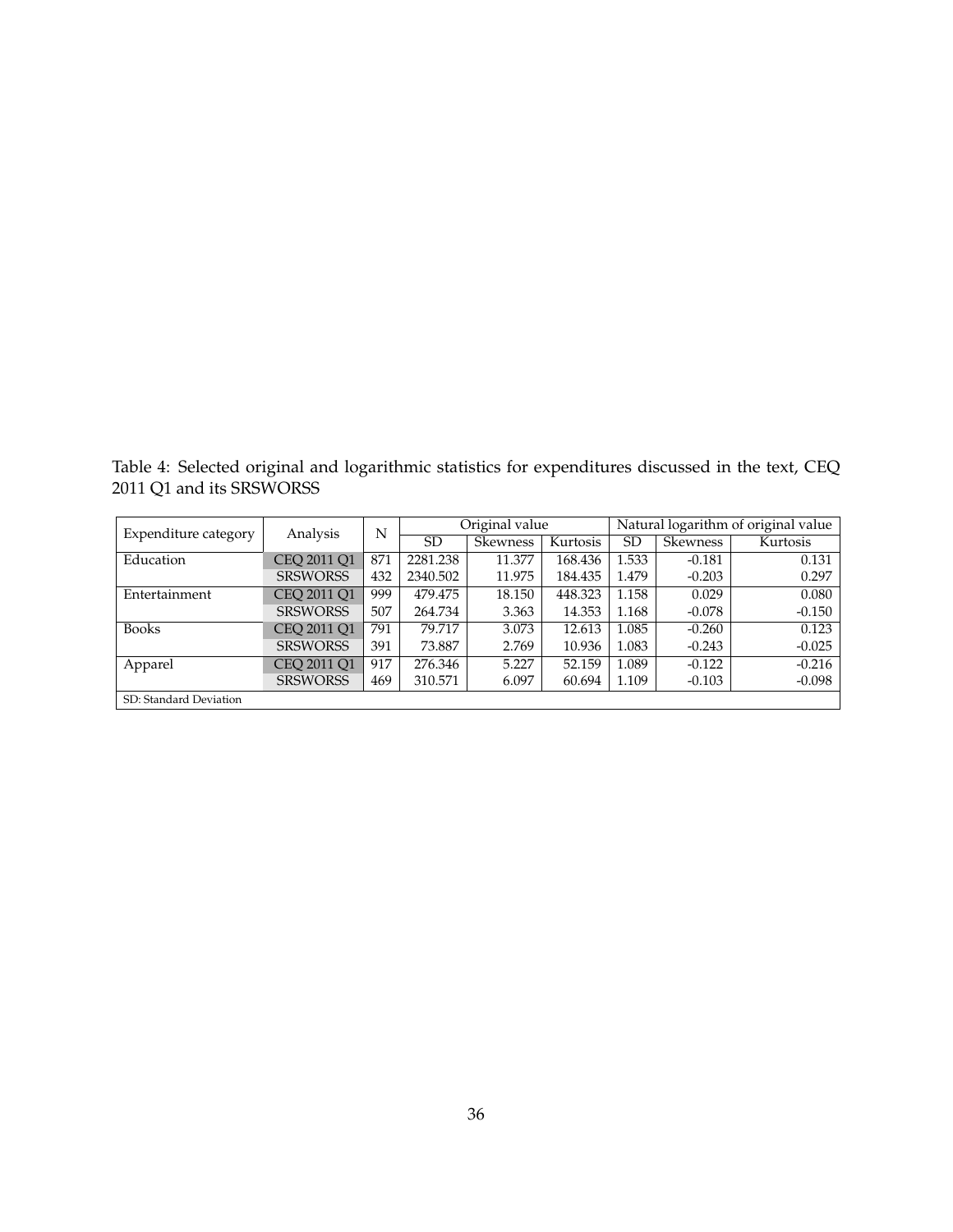Table 4: Selected original and logarithmic statistics for expenditures discussed in the text, CEQ 2011 Q1 and its SRSWORSS

| Expenditure category | Analysis | N | Original value | | | Natural logarithm of original value | | |
|---|---|---|---|---|---|---|---|---|
| | | | SD | Skewness | Kurtosis | SD | Skewness | Kurtosis |
| Education | CEQ 2011 Q1 | 871 | 2281.238 | 11.377 | 168.436 | 1.533 | -0.181 | 0.131 |
| | SRSWORSS | 432 | 2340.502 | 11.975 | 184.435 | 1.479 | -0.203 | 0.297 |
| Entertainment | CEQ 2011 Q1 | 999 | 479.475 | 18.150 | 448.323 | 1.158 | 0.029 | 0.080 |
| | SRSWORSS | 507 | 264.734 | 3.363 | 14.353 | 1.168 | -0.078 | -0.150 |
| Books | CEQ 2011 Q1 | 791 | 79.717 | 3.073 | 12.613 | 1.085 | -0.260 | 0.123 |
| | SRSWORSS | 391 | 73.887 | 2.769 | 10.936 | 1.083 | -0.243 | -0.025 |
| Apparel | CEQ 2011 Q1 | 917 | 276.346 | 5.227 | 52.159 | 1.089 | -0.122 | -0.216 |
| | SRSWORSS | 469 | 310.571 | 6.097 | 60.694 | 1.109 | -0.103 | -0.098 |

SD: Standard Deviation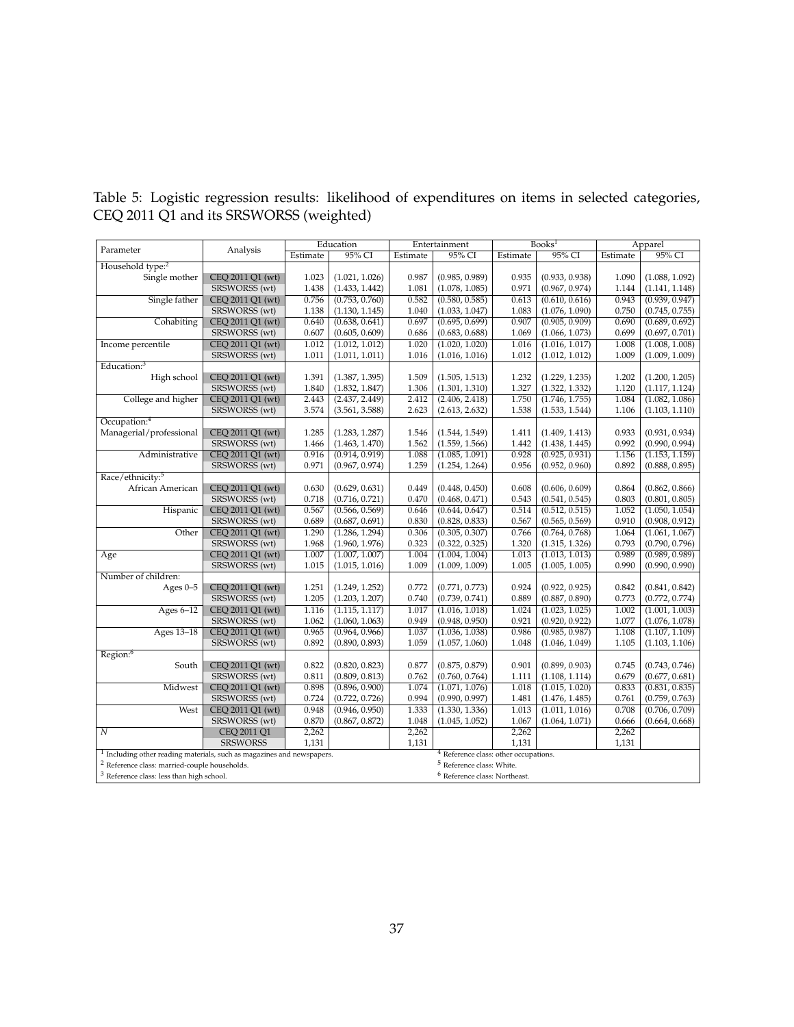Table 5: Logistic regression results: likelihood of expenditures on items in selected categories, CEQ 2011 Q1 and its SRSWORSS (weighted)

| Parameter | Analysis | Education | | Entertainment | | Books[1] | | Apparel | |
|---|---|---|---|---|---|---|---|---|---|
| | | Estimate | 95% CI | Estimate | 95% CI | Estimate | 95% CI | Estimate | 95% CI |
| Household type:[2] | | | | | | | | | |
| Single mother | CEQ 2011 Q1 (wt) | 1.023 | (1.021, 1.026) | 0.987 | (0.985, 0.989) | 0.935 | (0.933, 0.938) | 1.090 | (1.088, 1.092) |
| | SRSWORSS (wt) | 1.438 | (1.433, 1.442) | 1.081 | (1.078, 1.085) | 0.971 | (0.967, 0.974) | 1.144 | (1.141, 1.148) |
| Single father | CEQ 2011 Q1 (wt) | 0.756 | (0.753, 0.760) | 0.582 | (0.580, 0.585) | 0.613 | (0.610, 0.616) | 0.943 | (0.939, 0.947) |
| | SRSWORSS (wt) | 1.138 | (1.130, 1.145) | 1.040 | (1.033, 1.047) | 1.083 | (1.076, 1.090) | 0.750 | (0.745, 0.755) |
| Cohabiting | CEQ 2011 Q1 (wt) | 0.640 | (0.638, 0.641) | 0.697 | (0.695, 0.699) | 0.907 | (0.905, 0.909) | 0.690 | (0.689, 0.692) |
| | SRSWORSS (wt) | 0.607 | (0.605, 0.609) | 0.686 | (0.683, 0.688) | 1.069 | (1.066, 1.073) | 0.699 | (0.697, 0.701) |
| Income percentile | CEQ 2011 Q1 (wt) | 1.012 | (1.012, 1.012) | 1.020 | (1.020, 1.020) | 1.016 | (1.016, 1.017) | 1.008 | (1.008, 1.008) |
| | SRSWORSS (wt) | 1.011 | (1.011, 1.011) | 1.016 | (1.016, 1.016) | 1.012 | (1.012, 1.012) | 1.009 | (1.009, 1.009) |
| Education:[3] | | | | | | | | | |
| High school | CEQ 2011 Q1 (wt) | 1.391 | (1.387, 1.395) | 1.509 | (1.505, 1.513) | 1.232 | (1.229, 1.235) | 1.202 | (1.200, 1.205) |
| | SRSWORSS (wt) | 1.840 | (1.832, 1.847) | 1.306 | (1.301, 1.310) | 1.327 | (1.322, 1.332) | 1.120 | (1.117, 1.124) |
| College and higher | CEQ 2011 Q1 (wt) | 2.443 | (2.437, 2.449) | 2.412 | (2.406, 2.418) | 1.750 | (1.746, 1.755) | 1.084 | (1.082, 1.086) |
| | SRSWORSS (wt) | 3.574 | (3.561, 3.588) | 2.623 | (2.613, 2.632) | 1.538 | (1.533, 1.544) | 1.106 | (1.103, 1.110) |
| Occupation:[4] | | | | | | | | | |
| Managerial/professional | CEQ 2011 Q1 (wt) | 1.285 | (1.283, 1.287) | 1.546 | (1.544, 1.549) | 1.411 | (1.409, 1.413) | 0.933 | (0.931, 0.934) |
| | SRSWORSS (wt) | 1.466 | (1.463, 1.470) | 1.562 | (1.559, 1.566) | 1.442 | (1.438, 1.445) | 0.992 | (0.990, 0.994) |
| Administrative | CEQ 2011 Q1 (wt) | 0.916 | (0.914, 0.919) | 1.088 | (1.085, 1.091) | 0.928 | (0.925, 0.931) | 1.156 | (1.153, 1.159) |
| | SRSWORSS (wt) | 0.971 | (0.967, 0.974) | 1.259 | (1.254, 1.264) | 0.956 | (0.952, 0.960) | 0.892 | (0.888, 0.895) |
| Race/ethnicity:[5] | | | | | | | | | |
| African American | CEQ 2011 Q1 (wt) | 0.630 | (0.629, 0.631) | 0.449 | (0.448, 0.450) | 0.608 | (0.606, 0.609) | 0.864 | (0.862, 0.866) |
| | SRSWORSS (wt) | 0.718 | (0.716, 0.721) | 0.470 | (0.468, 0.471) | 0.543 | (0.541, 0.545) | 0.803 | (0.801, 0.805) |
| Hispanic | CEQ 2011 Q1 (wt) | 0.567 | (0.566, 0.569) | 0.646 | (0.644, 0.647) | 0.514 | (0.512, 0.515) | 1.052 | (1.050, 1.054) |
| | SRSWORSS (wt) | 0.689 | (0.687, 0.691) | 0.830 | (0.828, 0.833) | 0.567 | (0.565, 0.569) | 0.910 | (0.908, 0.912) |
| Other | CEQ 2011 Q1 (wt) | 1.290 | (1.286, 1.294) | 0.306 | (0.305, 0.307) | 0.766 | (0.764, 0.768) | 1.064 | (1.061, 1.067) |
| | SRSWORSS (wt) | 1.968 | (1.960, 1.976) | 0.323 | (0.322, 0.325) | 1.320 | (1.315, 1.326) | 0.793 | (0.790, 0.796) |
| Age | CEQ 2011 Q1 (wt) | 1.007 | (1.007, 1.007) | 1.004 | (1.004, 1.004) | 1.013 | (1.013, 1.013) | 0.989 | (0.989, 0.989) |
| | SRSWORSS (wt) | 1.015 | (1.015, 1.016) | 1.009 | (1.009, 1.009) | 1.005 | (1.005, 1.005) | 0.990 | (0.990, 0.990) |
| Number of children: | | | | | | | | | |
| Ages 0–5 | CEQ 2011 Q1 (wt) | 1.251 | (1.249, 1.252) | 0.772 | (0.771, 0.773) | 0.924 | (0.922, 0.925) | 0.842 | (0.841, 0.842) |
| | SRSWORSS (wt) | 1.205 | (1.203, 1.207) | 0.740 | (0.739, 0.741) | 0.889 | (0.887, 0.890) | 0.773 | (0.772, 0.774) |
| Ages 6–12 | CEQ 2011 Q1 (wt) | 1.116 | (1.115, 1.117) | 1.017 | (1.016, 1.018) | 1.024 | (1.023, 1.025) | 1.002 | (1.001, 1.003) |
| | SRSWORSS (wt) | 1.062 | (1.060, 1.063) | 0.949 | (0.948, 0.950) | 0.921 | (0.920, 0.922) | 1.077 | (1.076, 1.078) |
| Ages 13–18 | CEQ 2011 Q1 (wt) | 0.965 | (0.964, 0.966) | 1.037 | (1.036, 1.038) | 0.986 | (0.985, 0.987) | 1.108 | (1.107, 1.109) |
| | SRSWORSS (wt) | 0.892 | (0.890, 0.893) | 1.059 | (1.057, 1.060) | 1.048 | (1.046, 1.049) | 1.105 | (1.103, 1.106) |
| Region:[6] | | | | | | | | | |
| South | CEQ 2011 Q1 (wt) | 0.822 | (0.820, 0.823) | 0.877 | (0.875, 0.879) | 0.901 | (0.899, 0.903) | 0.745 | (0.743, 0.746) |
| | SRSWORSS (wt) | 0.811 | (0.809, 0.813) | 0.762 | (0.760, 0.764) | 1.111 | (1.108, 1.114) | 0.679 | (0.677, 0.681) |
| Midwest | CEQ 2011 Q1 (wt) | 0.898 | (0.896, 0.900) | 1.074 | (1.071, 1.076) | 1.018 | (1.015, 1.020) | 0.833 | (0.831, 0.835) |
| | SRSWORSS (wt) | 0.724 | (0.722, 0.726) | 0.994 | (0.990, 0.997) | 1.481 | (1.476, 1.485) | 0.761 | (0.759, 0.763) |
| West | CEQ 2011 Q1 (wt) | 0.948 | (0.946, 0.950) | 1.333 | (1.330, 1.336) | 1.013 | (1.011, 1.016) | 0.708 | (0.706, 0.709) |
| | SRSWORSS (wt) | 0.870 | (0.867, 0.872) | 1.048 | (1.045, 1.052) | 1.067 | (1.064, 1.071) | 0.666 | (0.664, 0.668) |
| $N$ | CEQ 2011 Q1 | 2,262 | | 2,262 | | 2,262 | | 2,262 | |
| | SRSWORSS | 1,131 | | 1,131 | | 1,131 | | 1,131 | |

[1] Including other reading materials, such as magazines and newspapers.
[2] Reference class: married-couple households.
[3] Reference class: less than high school.
[4] Reference class: other occupations.
[5] Reference class: White.
[6] Reference class: Northeast.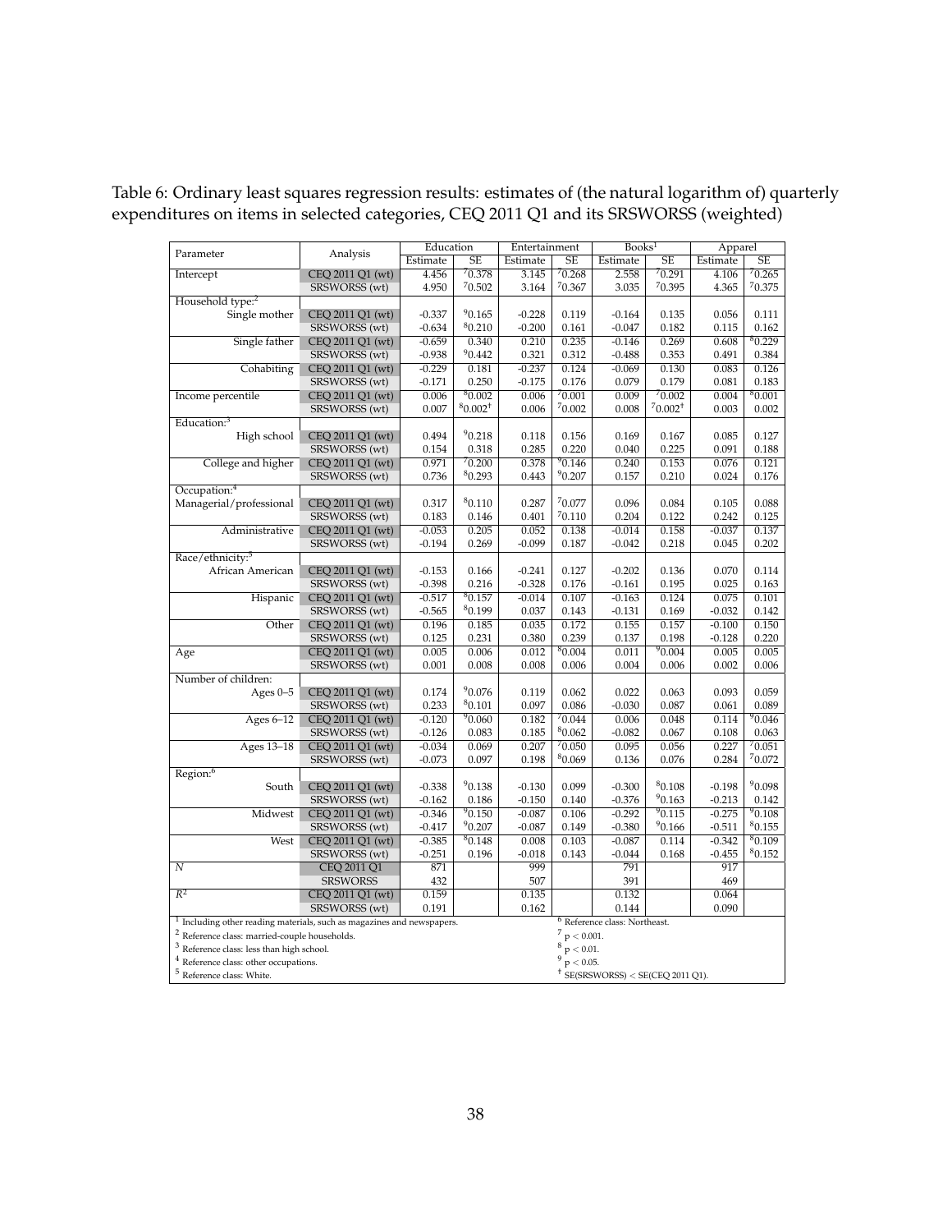Table 6: Ordinary least squares regression results: estimates of (the natural logarithm of) quarterly expenditures on items in selected categories, CEQ 2011 Q1 and its SRSWORSS (weighted)

| Parameter | Analysis | Education | | Entertainment | | Books[1] | | Apparel | |
|---|---|---|---|---|---|---|---|---|---|
| | | Estimate | SE | Estimate | SE | Estimate | SE | Estimate | SE |
| Intercept | CEQ 2011 Q1 (wt) | 4.456 | [7]0.378 | 3.145 | [7]0.268 | 2.558 | [7]0.291 | 4.106 | [7]0.265 |
| | SRSWORSS (wt) | 4.950 | [7]0.502 | 3.164 | [7]0.367 | 3.035 | [7]0.395 | 4.365 | [7]0.375 |
| Household type:[2] | | | | | | | | | |
| Single mother | CEQ 2011 Q1 (wt) | -0.337 | [9]0.165 | -0.228 | 0.119 | -0.164 | 0.135 | 0.056 | 0.111 |
| | SRSWORSS (wt) | -0.634 | [8]0.210 | -0.200 | 0.161 | -0.047 | 0.182 | 0.115 | 0.162 |
| Single father | CEQ 2011 Q1 (wt) | -0.659 | 0.340 | 0.210 | 0.235 | -0.146 | 0.269 | 0.608 | [8]0.229 |
| | SRSWORSS (wt) | -0.938 | [9]0.442 | 0.321 | 0.312 | -0.488 | 0.353 | 0.491 | 0.384 |
| Cohabiting | CEQ 2011 Q1 (wt) | -0.229 | 0.181 | -0.237 | 0.124 | -0.069 | 0.130 | 0.083 | 0.126 |
| | SRSWORSS (wt) | -0.171 | 0.250 | -0.175 | 0.176 | 0.079 | 0.179 | 0.081 | 0.183 |
| Income percentile | CEQ 2011 Q1 (wt) | 0.006 | [8]0.002 | 0.006 | [7]0.001 | 0.009 | [7]0.002 | 0.004 | [8]0.001 |
| | SRSWORSS (wt) | 0.007 | [8]0.002[†] | 0.006 | [7]0.002 | 0.008 | [7]0.002[†] | 0.003 | 0.002 |
| Education:[3] | | | | | | | | | |
| High school | CEQ 2011 Q1 (wt) | 0.494 | [9]0.218 | 0.118 | 0.156 | 0.169 | 0.167 | 0.085 | 0.127 |
| | SRSWORSS (wt) | 0.154 | 0.318 | 0.285 | 0.220 | 0.040 | 0.225 | 0.091 | 0.188 |
| College and higher | CEQ 2011 Q1 (wt) | 0.971 | [7]0.200 | 0.378 | [9]0.146 | 0.240 | 0.153 | 0.076 | 0.121 |
| | SRSWORSS (wt) | 0.736 | [8]0.293 | 0.443 | [9]0.207 | 0.157 | 0.210 | 0.024 | 0.176 |
| Occupation:[4] | | | | | | | | | |
| Managerial/professional | CEQ 2011 Q1 (wt) | 0.317 | [8]0.110 | 0.287 | [7]0.077 | 0.096 | 0.084 | 0.105 | 0.088 |
| | SRSWORSS (wt) | 0.183 | 0.146 | 0.401 | [7]0.110 | 0.204 | 0.122 | 0.242 | 0.125 |
| Administrative | CEQ 2011 Q1 (wt) | -0.053 | 0.205 | 0.052 | 0.138 | -0.014 | 0.158 | -0.037 | 0.137 |
| | SRSWORSS (wt) | -0.194 | 0.269 | -0.099 | 0.187 | -0.042 | 0.218 | 0.045 | 0.202 |
| Race/ethnicity:[5] | | | | | | | | | |
| African American | CEQ 2011 Q1 (wt) | -0.153 | 0.166 | -0.241 | 0.127 | -0.202 | 0.136 | 0.070 | 0.114 |
| | SRSWORSS (wt) | -0.398 | 0.216 | -0.328 | 0.176 | -0.161 | 0.195 | 0.025 | 0.163 |
| Hispanic | CEQ 2011 Q1 (wt) | -0.517 | [8]0.157 | -0.014 | 0.107 | -0.163 | 0.124 | 0.075 | 0.101 |
| | SRSWORSS (wt) | -0.565 | [8]0.199 | 0.037 | 0.143 | -0.131 | 0.169 | -0.032 | 0.142 |
| Other | CEQ 2011 Q1 (wt) | 0.196 | 0.185 | 0.035 | 0.172 | 0.155 | 0.157 | -0.100 | 0.150 |
| | SRSWORSS (wt) | 0.125 | 0.231 | 0.380 | 0.239 | 0.137 | 0.198 | -0.128 | 0.220 |
| Age | CEQ 2011 Q1 (wt) | 0.005 | 0.006 | 0.012 | [8]0.004 | 0.011 | [9]0.004 | 0.005 | 0.005 |
| | SRSWORSS (wt) | 0.001 | 0.008 | 0.008 | 0.006 | 0.004 | 0.006 | 0.002 | 0.006 |
| Number of children: | | | | | | | | | |
| Ages 0–5 | CEQ 2011 Q1 (wt) | 0.174 | [9]0.076 | 0.119 | 0.062 | 0.022 | 0.063 | 0.093 | 0.059 |
| | SRSWORSS (wt) | 0.233 | [8]0.101 | 0.097 | 0.086 | -0.030 | 0.087 | 0.061 | 0.089 |
| Ages 6–12 | CEQ 2011 Q1 (wt) | -0.120 | [9]0.060 | 0.182 | [7]0.044 | 0.006 | 0.048 | 0.114 | [9]0.046 |
| | SRSWORSS (wt) | -0.126 | 0.083 | 0.185 | [8]0.062 | -0.082 | 0.067 | 0.108 | 0.063 |
| Ages 13–18 | CEQ 2011 Q1 (wt) | -0.034 | 0.069 | 0.207 | [7]0.050 | 0.095 | 0.056 | 0.227 | [7]0.051 |
| | SRSWORSS (wt) | -0.073 | 0.097 | 0.198 | [8]0.069 | 0.136 | 0.076 | 0.284 | [7]0.072 |
| Region:[6] | | | | | | | | | |
| South | CEQ 2011 Q1 (wt) | -0.338 | [9]0.138 | -0.130 | 0.099 | -0.300 | [8]0.108 | -0.198 | [9]0.098 |
| | SRSWORSS (wt) | -0.162 | 0.186 | -0.150 | 0.140 | -0.376 | [9]0.163 | -0.213 | 0.142 |
| Midwest | CEQ 2011 Q1 (wt) | -0.346 | [9]0.150 | -0.087 | 0.106 | -0.292 | [9]0.115 | -0.275 | [9]0.108 |
| | SRSWORSS (wt) | -0.417 | [9]0.207 | -0.087 | 0.149 | -0.380 | [9]0.166 | -0.511 | [8]0.155 |
| West | CEQ 2011 Q1 (wt) | -0.385 | [8]0.148 | 0.008 | 0.103 | -0.087 | 0.114 | -0.342 | [8]0.109 |
| | SRSWORSS (wt) | -0.251 | 0.196 | -0.018 | 0.143 | -0.044 | 0.168 | -0.455 | [8]0.152 |
| $N$ | CEQ 2011 Q1 | 871 | | 999 | | 791 | | 917 | |
| | SRSWORSS | 432 | | 507 | | 391 | | 469 | |
| $R^2$ | CEQ 2011 Q1 (wt) | 0.159 | | 0.135 | | 0.132 | | 0.064 | |
| | SRSWORSS (wt) | 0.191 | | 0.162 | | 0.144 | | 0.090 | |

[1] Including other reading materials, such as magazines and newspapers.
[2] Reference class: married-couple households.
[3] Reference class: less than high school.
[4] Reference class: other occupations.
[5] Reference class: White.
[6] Reference class: Northeast.
[7] $p < 0.001$.
[8] $p < 0.01$.
[9] $p < 0.05$.
[†] SE(SRSWORSS) < SE(CEQ 2011 Q1).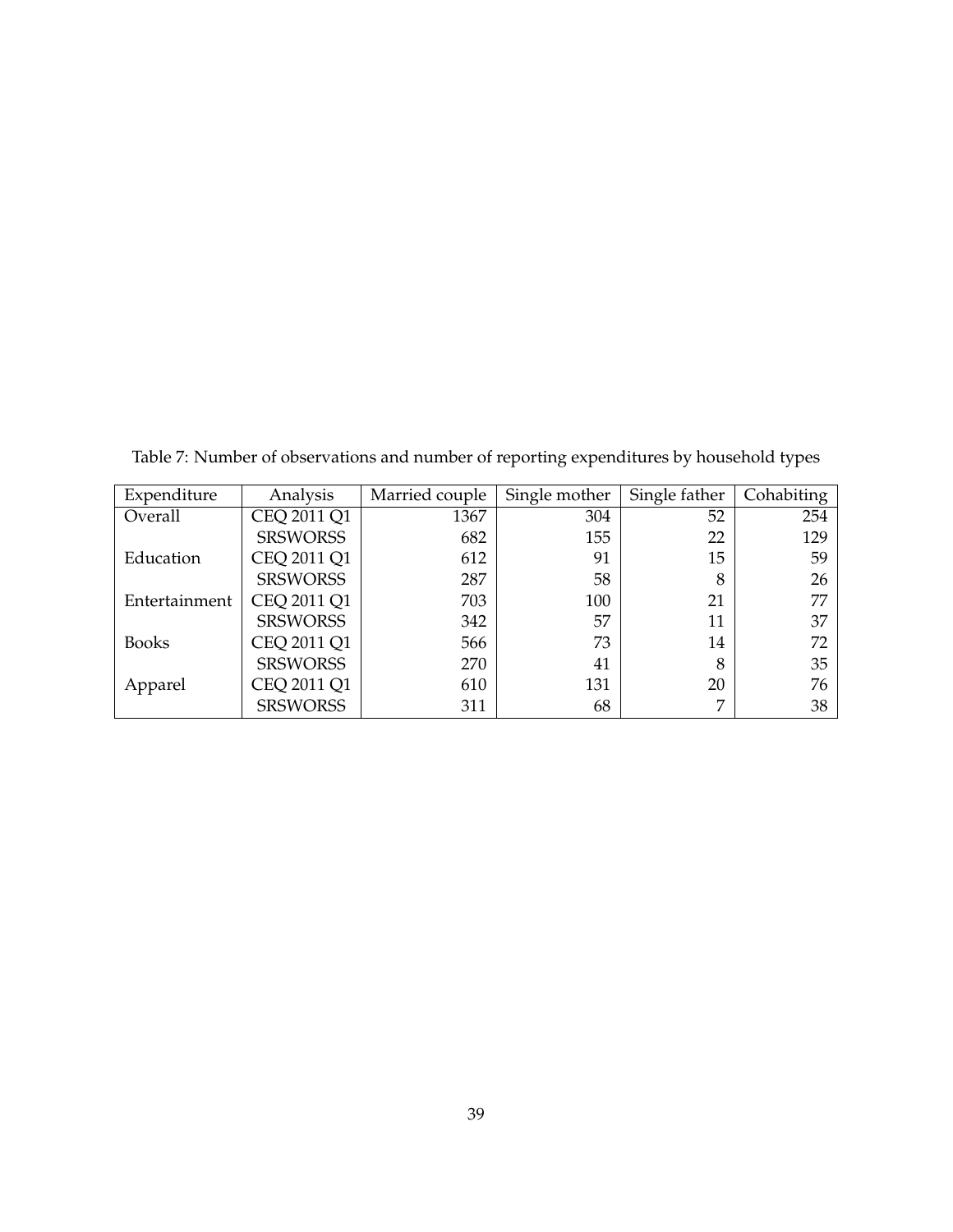Table 7: Number of observations and number of reporting expenditures by household types

| Expenditure | Analysis | Married couple | Single mother | Single father | Cohabiting |
|---|---|---|---|---|---|
| Overall | CEQ 2011 Q1 | 1367 | 304 | 52 | 254 |
| | SRSWORSS | 682 | 155 | 22 | 129 |
| Education | CEQ 2011 Q1 | 612 | 91 | 15 | 59 |
| | SRSWORSS | 287 | 58 | 8 | 26 |
| Entertainment | CEQ 2011 Q1 | 703 | 100 | 21 | 77 |
| | SRSWORSS | 342 | 57 | 11 | 37 |
| Books | CEQ 2011 Q1 | 566 | 73 | 14 | 72 |
| | SRSWORSS | 270 | 41 | 8 | 35 |
| Apparel | CEQ 2011 Q1 | 610 | 131 | 20 | 76 |
| | SRSWORSS | 311 | 68 | 7 | 38 |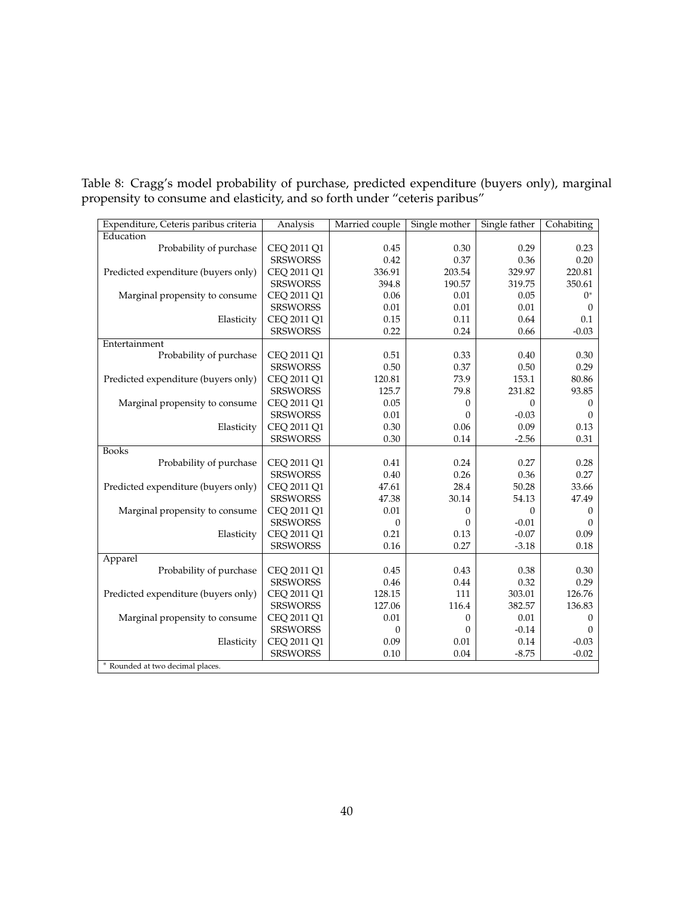Table 8: Cragg's model probability of purchase, predicted expenditure (buyers only), marginal propensity to consume and elasticity, and so forth under "ceteris paribus"

| Expenditure, Ceteris paribus criteria | Analysis | Married couple | Single mother | Single father | Cohabiting |
|---|---|---|---|---|---|
| Education | | | | | |
| Probability of purchase | CEQ 2011 Q1 | 0.45 | 0.30 | 0.29 | 0.23 |
| | SRSWORSS | 0.42 | 0.37 | 0.36 | 0.20 |
| Predicted expenditure (buyers only) | CEQ 2011 Q1 | 336.91 | 203.54 | 329.97 | 220.81 |
| | SRSWORSS | 394.8 | 190.57 | 319.75 | 350.61 |
| Marginal propensity to consume | CEQ 2011 Q1 | 0.06 | 0.01 | 0.05 | 0* |
| | SRSWORSS | 0.01 | 0.01 | 0.01 | 0 |
| Elasticity | CEQ 2011 Q1 | 0.15 | 0.11 | 0.64 | 0.1 |
| | SRSWORSS | 0.22 | 0.24 | 0.66 | -0.03 |
| Entertainment | | | | | |
| Probability of purchase | CEQ 2011 Q1 | 0.51 | 0.33 | 0.40 | 0.30 |
| | SRSWORSS | 0.50 | 0.37 | 0.50 | 0.29 |
| Predicted expenditure (buyers only) | CEQ 2011 Q1 | 120.81 | 73.9 | 153.1 | 80.86 |
| | SRSWORSS | 125.7 | 79.8 | 231.82 | 93.85 |
| Marginal propensity to consume | CEQ 2011 Q1 | 0.05 | 0 | 0 | 0 |
| | SRSWORSS | 0.01 | 0 | -0.03 | 0 |
| Elasticity | CEQ 2011 Q1 | 0.30 | 0.06 | 0.09 | 0.13 |
| | SRSWORSS | 0.30 | 0.14 | -2.56 | 0.31 |
| Books | | | | | |
| Probability of purchase | CEQ 2011 Q1 | 0.41 | 0.24 | 0.27 | 0.28 |
| | SRSWORSS | 0.40 | 0.26 | 0.36 | 0.27 |
| Predicted expenditure (buyers only) | CEQ 2011 Q1 | 47.61 | 28.4 | 50.28 | 33.66 |
| | SRSWORSS | 47.38 | 30.14 | 54.13 | 47.49 |
| Marginal propensity to consume | CEQ 2011 Q1 | 0.01 | 0 | 0 | 0 |
| | SRSWORSS | 0 | 0 | -0.01 | 0 |
| Elasticity | CEQ 2011 Q1 | 0.21 | 0.13 | -0.07 | 0.09 |
| | SRSWORSS | 0.16 | 0.27 | -3.18 | 0.18 |
| Apparel | | | | | |
| Probability of purchase | CEQ 2011 Q1 | 0.45 | 0.43 | 0.38 | 0.30 |
| | SRSWORSS | 0.46 | 0.44 | 0.32 | 0.29 |
| Predicted expenditure (buyers only) | CEQ 2011 Q1 | 128.15 | 111 | 303.01 | 126.76 |
| | SRSWORSS | 127.06 | 116.4 | 382.57 | 136.83 |
| Marginal propensity to consume | CEQ 2011 Q1 | 0.01 | 0 | 0.01 | 0 |
| | SRSWORSS | 0 | 0 | -0.14 | 0 |
| Elasticity | CEQ 2011 Q1 | 0.09 | 0.01 | 0.14 | -0.03 |
| | SRSWORSS | 0.10 | 0.04 | -8.75 | -0.02 |

\* Rounded at two decimal places.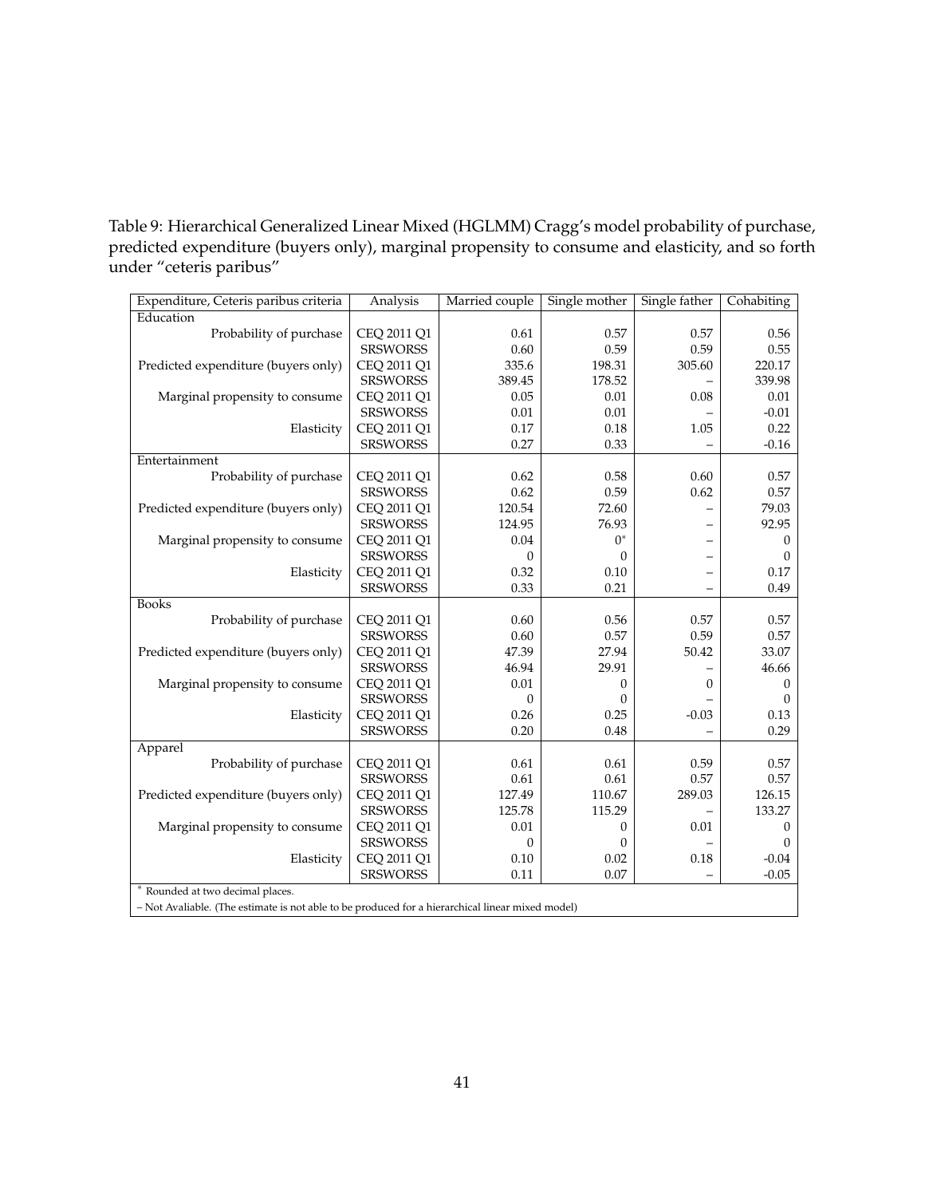Table 9: Hierarchical Generalized Linear Mixed (HGLMM) Cragg's model probability of purchase, predicted expenditure (buyers only), marginal propensity to consume and elasticity, and so forth under "ceteris paribus"

| Expenditure, Ceteris paribus criteria | Analysis | Married couple | Single mother | Single father | Cohabiting |
|---|---|---|---|---|---|
| Education | | | | | |
| Probability of purchase | CEQ 2011 Q1 | 0.61 | 0.57 | 0.57 | 0.56 |
| | SRSWORSS | 0.60 | 0.59 | 0.59 | 0.55 |
| Predicted expenditure (buyers only) | CEQ 2011 Q1 | 335.6 | 198.31 | 305.60 | 220.17 |
| | SRSWORSS | 389.45 | 178.52 | – | 339.98 |
| Marginal propensity to consume | CEQ 2011 Q1 | 0.05 | 0.01 | 0.08 | 0.01 |
| | SRSWORSS | 0.01 | 0.01 | – | -0.01 |
| Elasticity | CEQ 2011 Q1 | 0.17 | 0.18 | 1.05 | 0.22 |
| | SRSWORSS | 0.27 | 0.33 | – | -0.16 |
| Entertainment | | | | | |
| Probability of purchase | CEQ 2011 Q1 | 0.62 | 0.58 | 0.60 | 0.57 |
| | SRSWORSS | 0.62 | 0.59 | 0.62 | 0.57 |
| Predicted expenditure (buyers only) | CEQ 2011 Q1 | 120.54 | 72.60 | – | 79.03 |
| | SRSWORSS | 124.95 | 76.93 | – | 92.95 |
| Marginal propensity to consume | CEQ 2011 Q1 | 0.04 | 0* | – | 0 |
| | SRSWORSS | 0 | 0 | – | 0 |
| Elasticity | CEQ 2011 Q1 | 0.32 | 0.10 | – | 0.17 |
| | SRSWORSS | 0.33 | 0.21 | – | 0.49 |
| Books | | | | | |
| Probability of purchase | CEQ 2011 Q1 | 0.60 | 0.56 | 0.57 | 0.57 |
| | SRSWORSS | 0.60 | 0.57 | 0.59 | 0.57 |
| Predicted expenditure (buyers only) | CEQ 2011 Q1 | 47.39 | 27.94 | 50.42 | 33.07 |
| | SRSWORSS | 46.94 | 29.91 | – | 46.66 |
| Marginal propensity to consume | CEQ 2011 Q1 | 0.01 | 0 | 0 | 0 |
| | SRSWORSS | 0 | 0 | – | 0 |
| Elasticity | CEQ 2011 Q1 | 0.26 | 0.25 | -0.03 | 0.13 |
| | SRSWORSS | 0.20 | 0.48 | – | 0.29 |
| Apparel | | | | | |
| Probability of purchase | CEQ 2011 Q1 | 0.61 | 0.61 | 0.59 | 0.57 |
| | SRSWORSS | 0.61 | 0.61 | 0.57 | 0.57 |
| Predicted expenditure (buyers only) | CEQ 2011 Q1 | 127.49 | 110.67 | 289.03 | 126.15 |
| | SRSWORSS | 125.78 | 115.29 | – | 133.27 |
| Marginal propensity to consume | CEQ 2011 Q1 | 0.01 | 0 | 0.01 | 0 |
| | SRSWORSS | 0 | 0 | – | 0 |
| Elasticity | CEQ 2011 Q1 | 0.10 | 0.02 | 0.18 | -0.04 |
| | SRSWORSS | 0.11 | 0.07 | – | -0.05 |

\* Rounded at two decimal places.

– Not Avaliable. (The estimate is not able to be produced for a hierarchical linear mixed model)